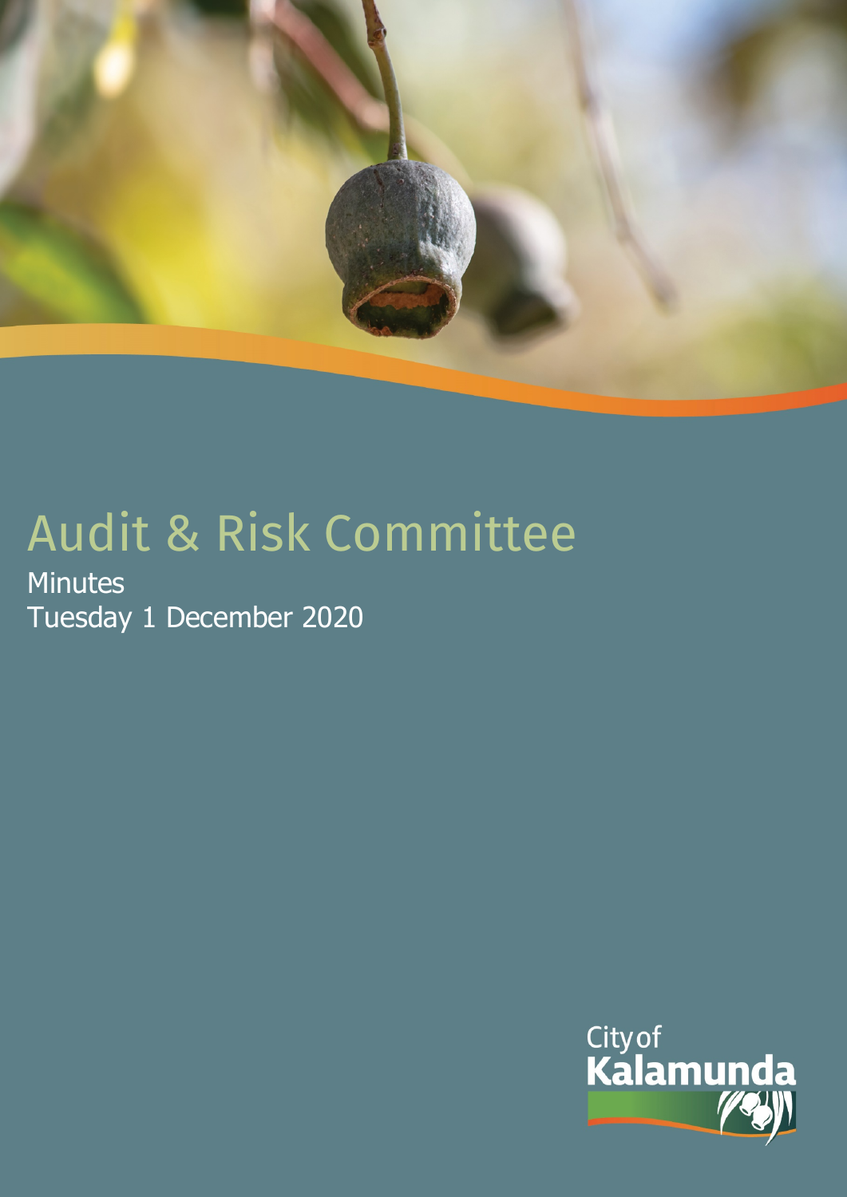# Audit & Risk Committee

Minutes

Tuesday 1 December 2020

City of Kalamunda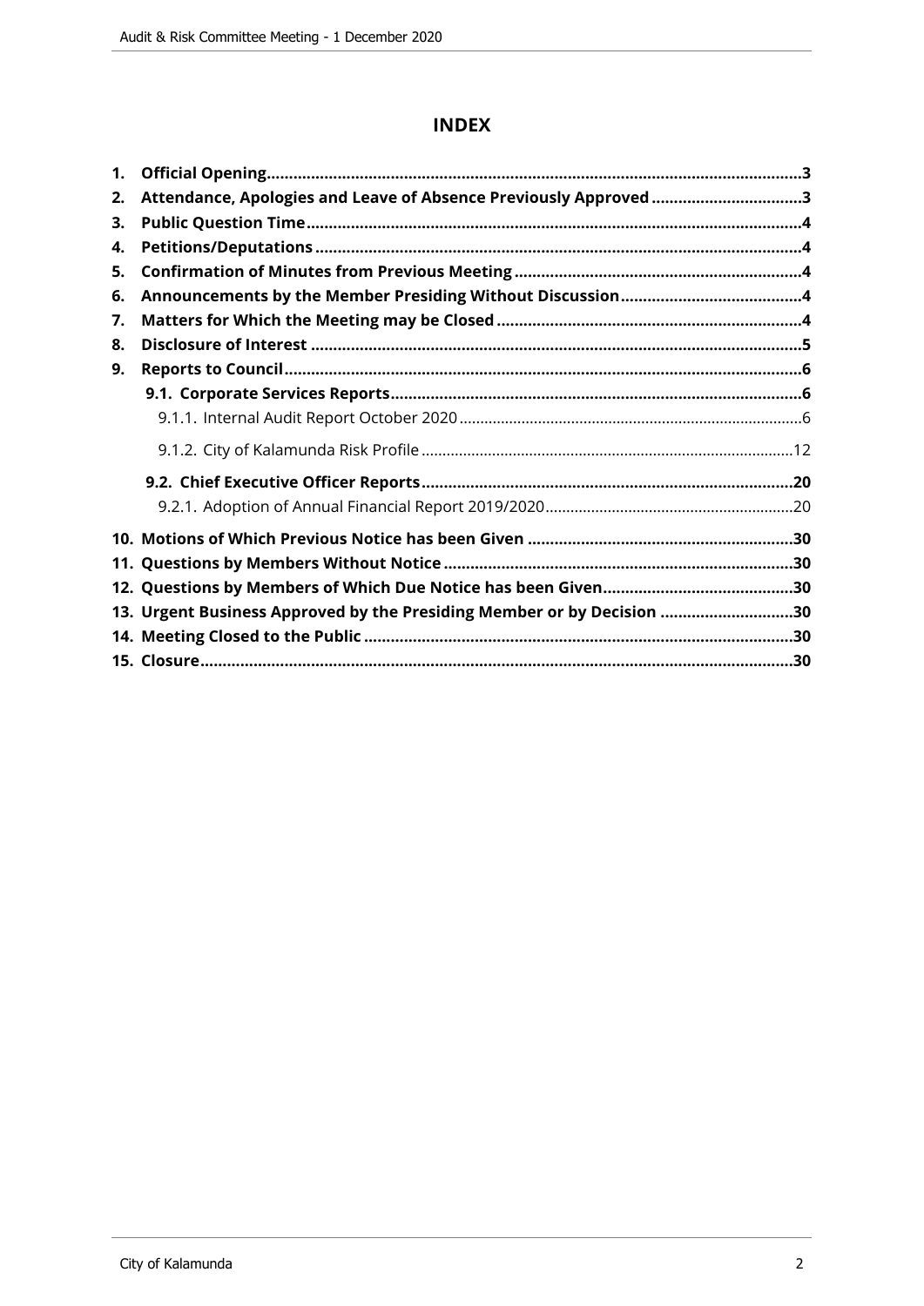# INDEX

1. **Official Opening** .......... 3
2. **Attendance, Apologies and Leave of Absence Previously Approved** .......... 3
3. **Public Question Time** .......... 4
4. **Petitions/Deputations** .......... 4
5. **Confirmation of Minutes from Previous Meeting** .......... 4
6. **Announcements by the Member Presiding Without Discussion** .......... 4
7. **Matters for Which the Meeting may be Closed** .......... 4
8. **Disclosure of Interest** .......... 5
9. **Reports to Council** .......... 6
   - **9.1. Corporate Services Reports** .......... 6
     - 9.1.1. Internal Audit Report October 2020 .......... 6
     - 9.1.2. City of Kalamunda Risk Profile .......... 12
   - **9.2. Chief Executive Officer Reports** .......... 20
     - 9.2.1. Adoption of Annual Financial Report 2019/2020 .......... 20
10. **Motions of Which Previous Notice has been Given** .......... 30
11. **Questions by Members Without Notice** .......... 30
12. **Questions by Members of Which Due Notice has been Given** .......... 30
13. **Urgent Business Approved by the Presiding Member or by Decision** .......... 30
14. **Meeting Closed to the Public** .......... 30
15. **Closure** .......... 30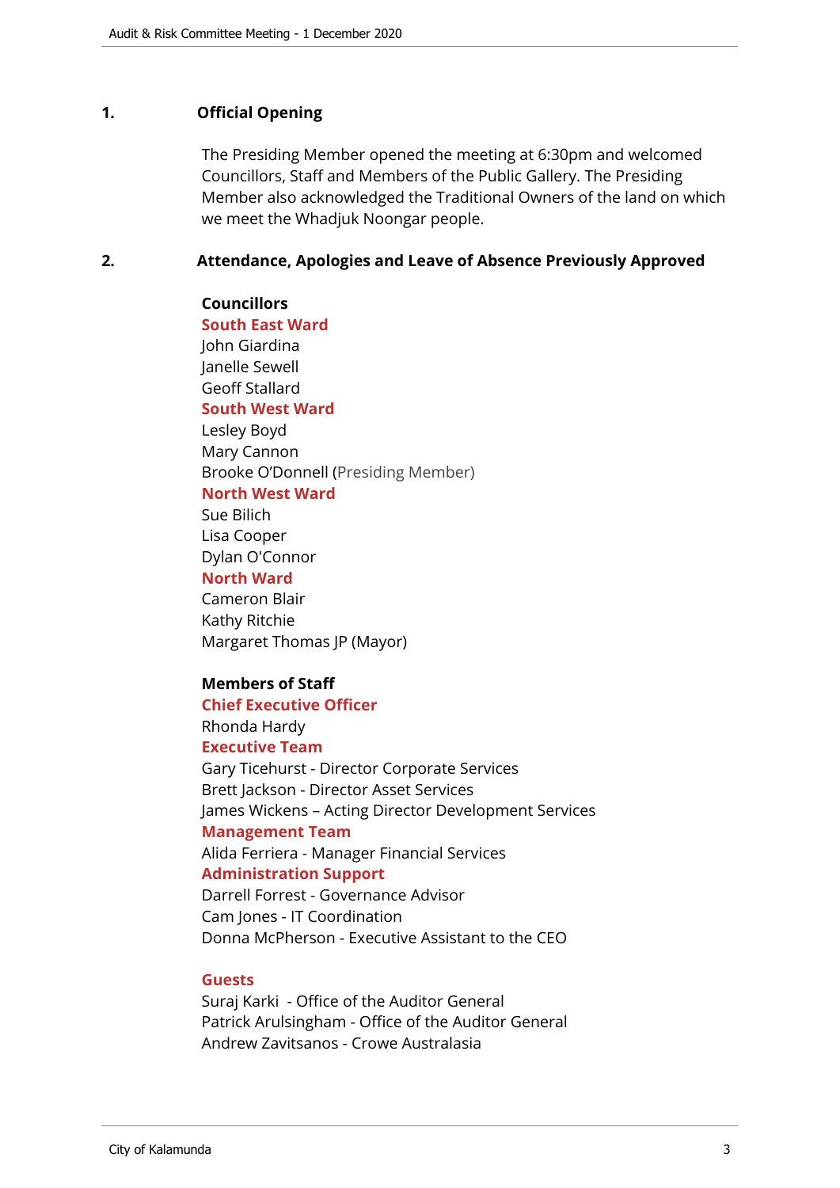## 1. Official Opening

The Presiding Member opened the meeting at 6:30pm and welcomed Councillors, Staff and Members of the Public Gallery. The Presiding Member also acknowledged the Traditional Owners of the land on which we meet the Whadjuk Noongar people.

## 2. Attendance, Apologies and Leave of Absence Previously Approved

**Councillors**

**South East Ward**
John Giardina
Janelle Sewell
Geoff Stallard

**South West Ward**
Lesley Boyd
Mary Cannon
Brooke O'Donnell (Presiding Member)

**North West Ward**
Sue Bilich
Lisa Cooper
Dylan O'Connor

**North Ward**
Cameron Blair
Kathy Ritchie
Margaret Thomas JP (Mayor)

**Members of Staff**

**Chief Executive Officer**
Rhonda Hardy

**Executive Team**
Gary Ticehurst - Director Corporate Services
Brett Jackson - Director Asset Services
James Wickens – Acting Director Development Services

**Management Team**
Alida Ferriera - Manager Financial Services

**Administration Support**
Darrell Forrest - Governance Advisor
Cam Jones - IT Coordination
Donna McPherson - Executive Assistant to the CEO

**Guests**
Suraj Karki - Office of the Auditor General
Patrick Arulsingham - Office of the Auditor General
Andrew Zavitsanos - Crowe Australasia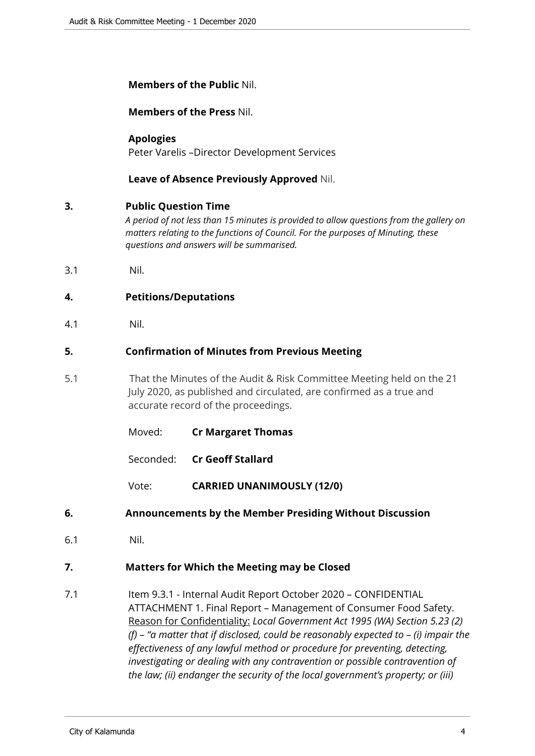**Members of the Public** Nil.

**Members of the Press** Nil.

**Apologies**
Peter Varelis –Director Development Services

**Leave of Absence Previously Approved** Nil.

## 3. Public Question Time

*A period of not less than 15 minutes is provided to allow questions from the gallery on matters relating to the functions of Council. For the purposes of Minuting, these questions and answers will be summarised.*

3.1 Nil.

## 4. Petitions/Deputations

4.1 Nil.

## 5. Confirmation of Minutes from Previous Meeting

5.1 That the Minutes of the Audit & Risk Committee Meeting held on the 21 July 2020, as published and circulated, are confirmed as a true and accurate record of the proceedings.

Moved: **Cr Margaret Thomas**

Seconded: **Cr Geoff Stallard**

Vote: **CARRIED UNANIMOUSLY (12/0)**

## 6. Announcements by the Member Presiding Without Discussion

6.1 Nil.

## 7. Matters for Which the Meeting may be Closed

7.1 Item 9.3.1 - Internal Audit Report October 2020 – CONFIDENTIAL ATTACHMENT 1. Final Report – Management of Consumer Food Safety. Reason for Confidentiality: *Local Government Act 1995 (WA) Section 5.23 (2) (f) – "a matter that if disclosed, could be reasonably expected to – (i) impair the effectiveness of any lawful method or procedure for preventing, detecting, investigating or dealing with any contravention or possible contravention of the law; (ii) endanger the security of the local government's property; or (iii)*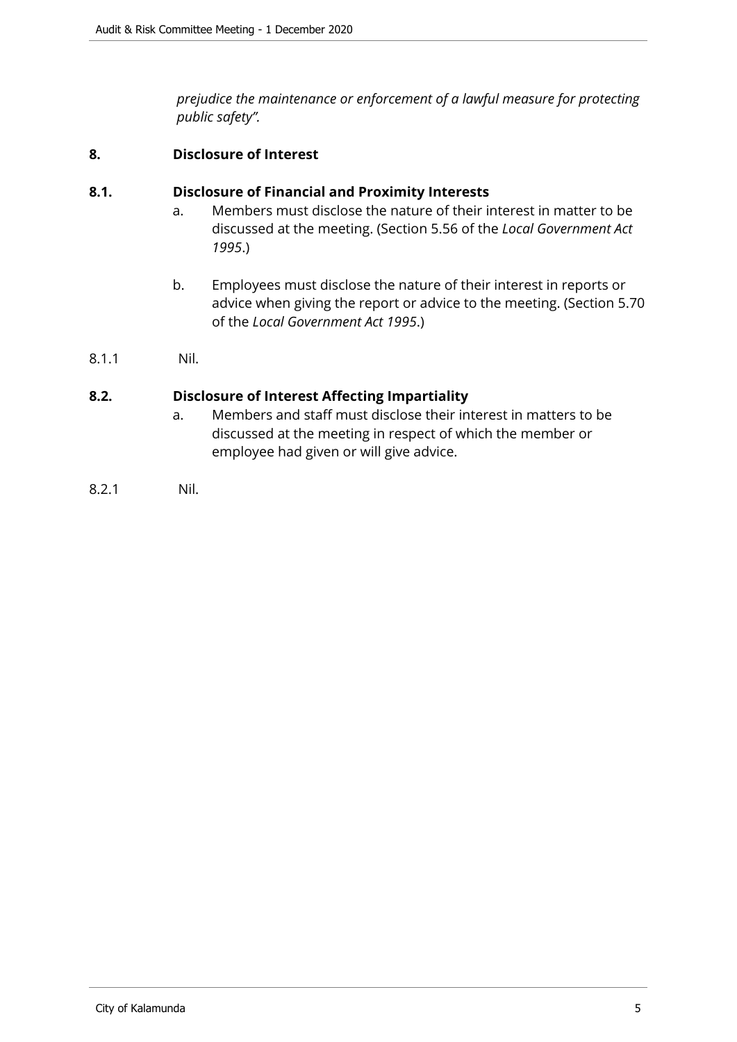*prejudice the maintenance or enforcement of a lawful measure for protecting public safety".*

## 8. Disclosure of Interest

### 8.1. Disclosure of Financial and Proximity Interests

a. Members must disclose the nature of their interest in matter to be discussed at the meeting. (Section 5.56 of the *Local Government Act 1995*.)

b. Employees must disclose the nature of their interest in reports or advice when giving the report or advice to the meeting. (Section 5.70 of the *Local Government Act 1995*.)

8.1.1 Nil.

### 8.2. Disclosure of Interest Affecting Impartiality

a. Members and staff must disclose their interest in matters to be discussed at the meeting in respect of which the member or employee had given or will give advice.

8.2.1 Nil.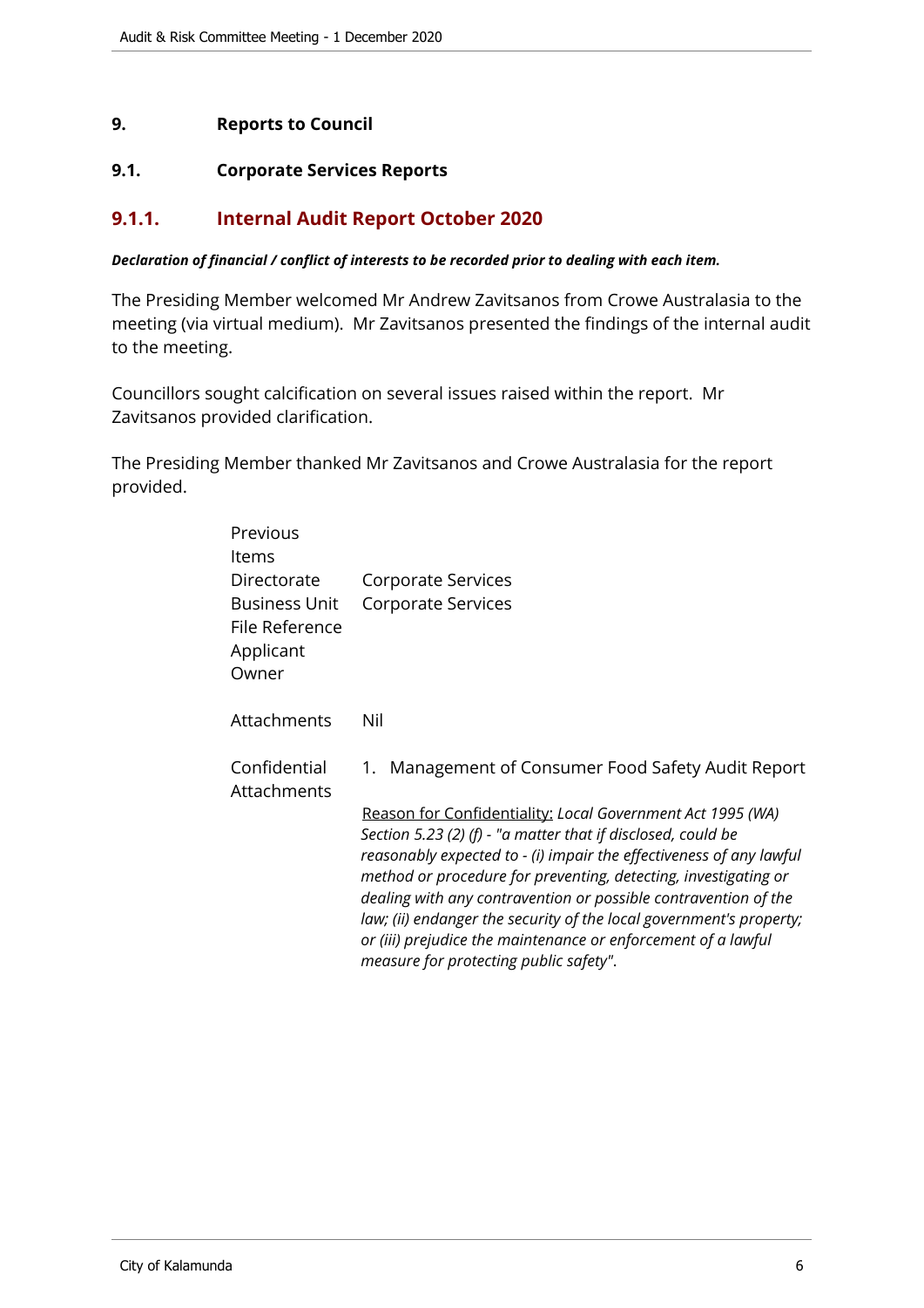## 9. Reports to Council

### 9.1. Corporate Services Reports

### 9.1.1. Internal Audit Report October 2020

***Declaration of financial / conflict of interests to be recorded prior to dealing with each item.***

The Presiding Member welcomed Mr Andrew Zavitsanos from Crowe Australasia to the meeting (via virtual medium). Mr Zavitsanos presented the findings of the internal audit to the meeting.

Councillors sought calcification on several issues raised within the report. Mr Zavitsanos provided clarification.

The Presiding Member thanked Mr Zavitsanos and Crowe Australasia for the report provided.

| | |
|---|---|
| Previous Items | |
| Directorate | Corporate Services |
| Business Unit | Corporate Services |
| File Reference | |
| Applicant | |
| Owner | |
| Attachments | Nil |
| Confidential Attachments | 1. Management of Consumer Food Safety Audit Report<br><br>Reason for Confidentiality: *Local Government Act 1995 (WA) Section 5.23 (2) (f) - "a matter that if disclosed, could be reasonably expected to - (i) impair the effectiveness of any lawful method or procedure for preventing, detecting, investigating or dealing with any contravention or possible contravention of the law; (ii) endanger the security of the local government's property; or (iii) prejudice the maintenance or enforcement of a lawful measure for protecting public safety".* |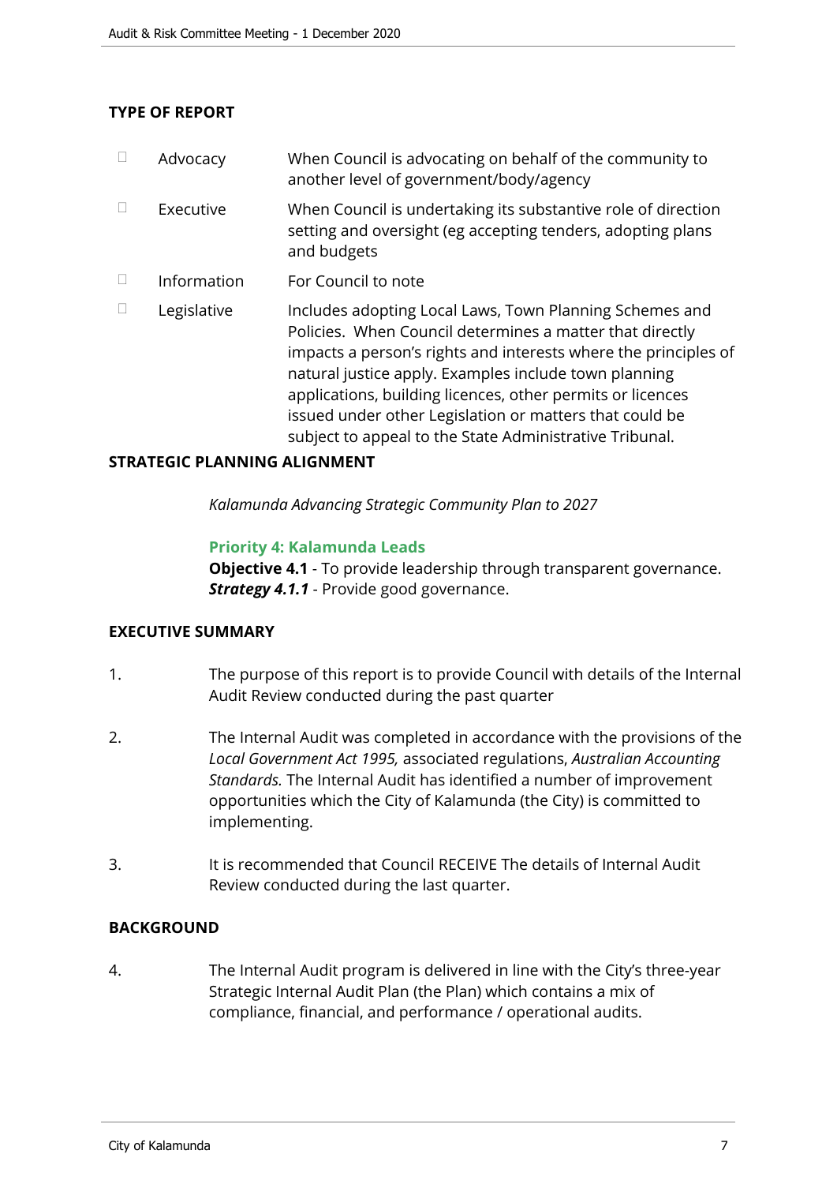## TYPE OF REPORT

| | | |
|---|---|---|
| ☐ | Advocacy | When Council is advocating on behalf of the community to another level of government/body/agency |
| ☐ | Executive | When Council is undertaking its substantive role of direction setting and oversight (eg accepting tenders, adopting plans and budgets |
| ☐ | Information | For Council to note |
| ☐ | Legislative | Includes adopting Local Laws, Town Planning Schemes and Policies. When Council determines a matter that directly impacts a person's rights and interests where the principles of natural justice apply. Examples include town planning applications, building licences, other permits or licences issued under other Legislation or matters that could be subject to appeal to the State Administrative Tribunal. |

## STRATEGIC PLANNING ALIGNMENT

*Kalamunda Advancing Strategic Community Plan to 2027*

**Priority 4: Kalamunda Leads**
**Objective 4.1** - To provide leadership through transparent governance.
***Strategy 4.1.1*** - Provide good governance.

## EXECUTIVE SUMMARY

1. The purpose of this report is to provide Council with details of the Internal Audit Review conducted during the past quarter

2. The Internal Audit was completed in accordance with the provisions of the *Local Government Act 1995,* associated regulations, *Australian Accounting Standards.* The Internal Audit has identified a number of improvement opportunities which the City of Kalamunda (the City) is committed to implementing.

3. It is recommended that Council RECEIVE The details of Internal Audit Review conducted during the last quarter.

## BACKGROUND

4. The Internal Audit program is delivered in line with the City's three-year Strategic Internal Audit Plan (the Plan) which contains a mix of compliance, financial, and performance / operational audits.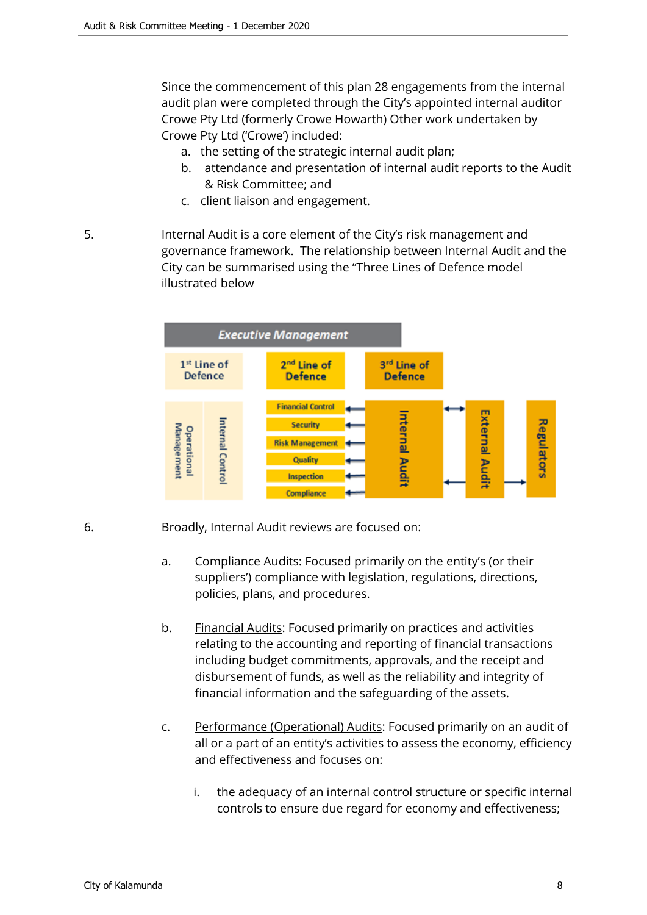Since the commencement of this plan 28 engagements from the internal audit plan were completed through the City's appointed internal auditor Crowe Pty Ltd (formerly Crowe Howarth) Other work undertaken by Crowe Pty Ltd ('Crowe') included:

a. the setting of the strategic internal audit plan;
b. attendance and presentation of internal audit reports to the Audit & Risk Committee; and
c. client liaison and engagement.

5. Internal Audit is a core element of the City's risk management and governance framework. The relationship between Internal Audit and the City can be summarised using the "Three Lines of Defence model illustrated below

**Executive Management**

| 1st Line of Defence | 2nd Line of Defence | 3rd Line of Defence | | |
|---|---|---|---|---|
| Operational Management; Internal Control | Financial Control; Security; Risk Management; Quality; Inspection; Compliance | Internal Audit | External Audit | Regulators |

6. Broadly, Internal Audit reviews are focused on:

a. Compliance Audits: Focused primarily on the entity's (or their suppliers') compliance with legislation, regulations, directions, policies, plans, and procedures.

b. Financial Audits: Focused primarily on practices and activities relating to the accounting and reporting of financial transactions including budget commitments, approvals, and the receipt and disbursement of funds, as well as the reliability and integrity of financial information and the safeguarding of the assets.

c. Performance (Operational) Audits: Focused primarily on an audit of all or a part of an entity's activities to assess the economy, efficiency and effectiveness and focuses on:

   i. the adequacy of an internal control structure or specific internal controls to ensure due regard for economy and effectiveness;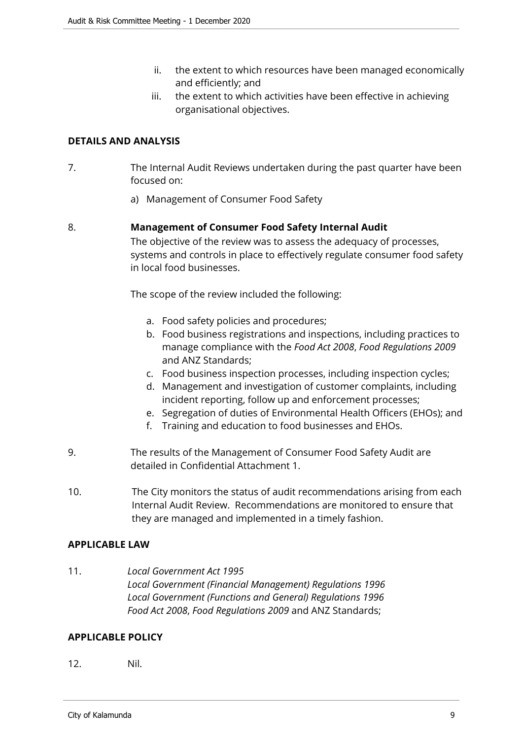ii. the extent to which resources have been managed economically and efficiently; and
   iii. the extent to which activities have been effective in achieving organisational objectives.

## DETAILS AND ANALYSIS

7. The Internal Audit Reviews undertaken during the past quarter have been focused on:

   a) Management of Consumer Food Safety

8. **Management of Consumer Food Safety Internal Audit**

   The objective of the review was to assess the adequacy of processes, systems and controls in place to effectively regulate consumer food safety in local food businesses.

   The scope of the review included the following:

   a. Food safety policies and procedures;
   b. Food business registrations and inspections, including practices to manage compliance with the *Food Act 2008*, *Food Regulations 2009* and ANZ Standards;
   c. Food business inspection processes, including inspection cycles;
   d. Management and investigation of customer complaints, including incident reporting, follow up and enforcement processes;
   e. Segregation of duties of Environmental Health Officers (EHOs); and
   f. Training and education to food businesses and EHOs.

9. The results of the Management of Consumer Food Safety Audit are detailed in Confidential Attachment 1.

10. The City monitors the status of audit recommendations arising from each Internal Audit Review. Recommendations are monitored to ensure that they are managed and implemented in a timely fashion.

## APPLICABLE LAW

11. *Local Government Act 1995*
    *Local Government (Financial Management) Regulations 1996*
    *Local Government (Functions and General) Regulations 1996*
    *Food Act 2008*, *Food Regulations 2009* and ANZ Standards;

## APPLICABLE POLICY

12. Nil.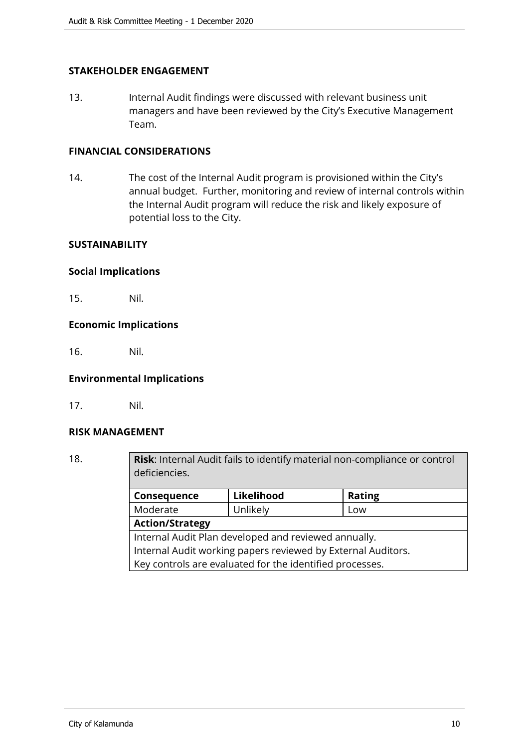## STAKEHOLDER ENGAGEMENT

13. Internal Audit findings were discussed with relevant business unit managers and have been reviewed by the City's Executive Management Team.

## FINANCIAL CONSIDERATIONS

14. The cost of the Internal Audit program is provisioned within the City's annual budget. Further, monitoring and review of internal controls within the Internal Audit program will reduce the risk and likely exposure of potential loss to the City.

## SUSTAINABILITY

### Social Implications

15. Nil.

### Economic Implications

16. Nil.

### Environmental Implications

17. Nil.

## RISK MANAGEMENT

18.

| **Risk**: Internal Audit fails to identify material non-compliance or control deficiencies. | | |
|---|---|---|
| **Consequence** | **Likelihood** | **Rating** |
| Moderate | Unlikely | Low |
| **Action/Strategy** | | |
| Internal Audit Plan developed and reviewed annually.<br>Internal Audit working papers reviewed by External Auditors.<br>Key controls are evaluated for the identified processes. | | |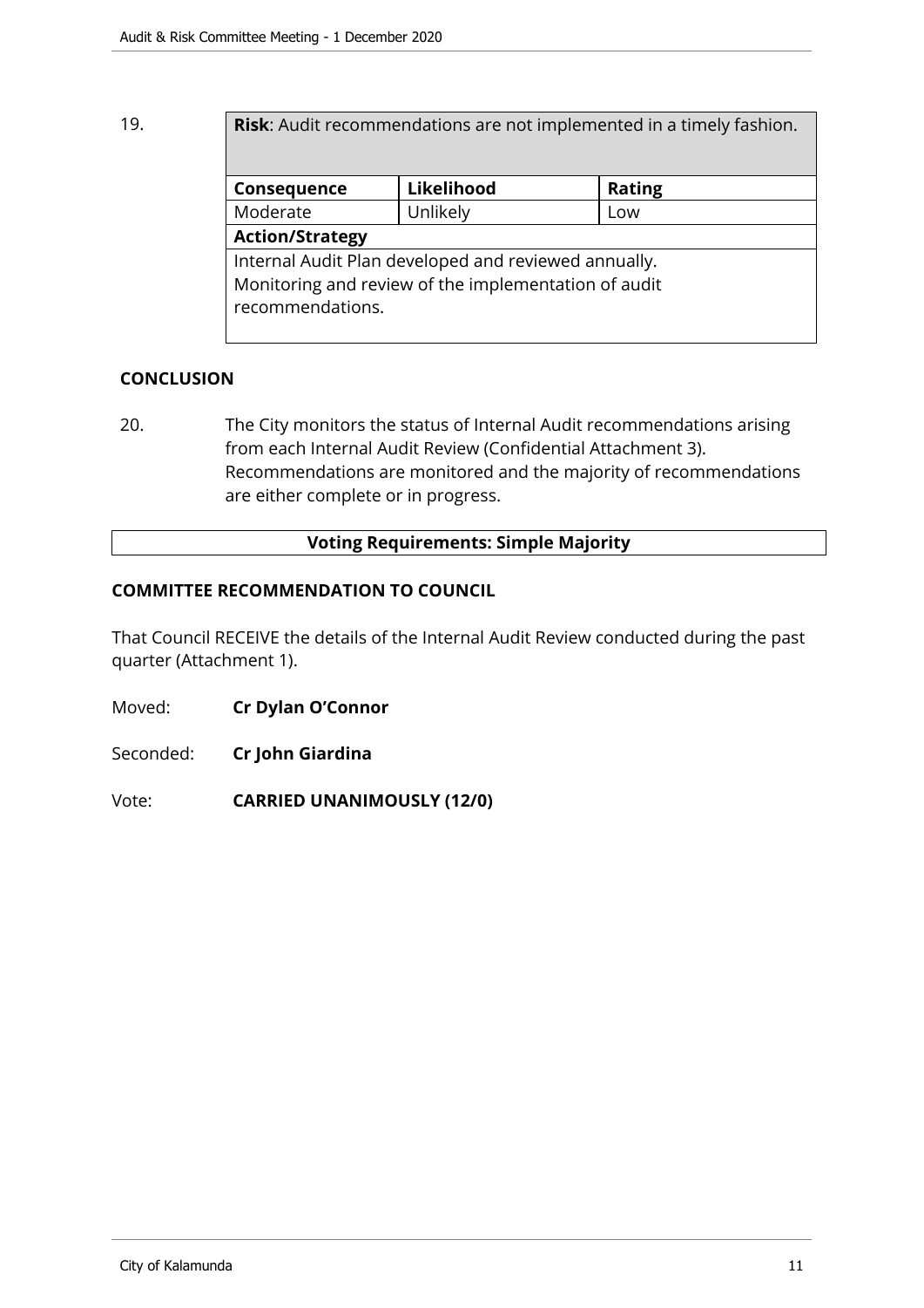19.

| **Risk**: Audit recommendations are not implemented in a timely fashion. | | |
|---|---|---|
| **Consequence** | **Likelihood** | **Rating** |
| Moderate | Unlikely | Low |
| **Action/Strategy** | | |
| Internal Audit Plan developed and reviewed annually. Monitoring and review of the implementation of audit recommendations. | | |

## CONCLUSION

20. The City monitors the status of Internal Audit recommendations arising from each Internal Audit Review (Confidential Attachment 3). Recommendations are monitored and the majority of recommendations are either complete or in progress.

**Voting Requirements: Simple Majority**

## COMMITTEE RECOMMENDATION TO COUNCIL

That Council RECEIVE the details of the Internal Audit Review conducted during the past quarter (Attachment 1).

Moved: **Cr Dylan O'Connor**

Seconded: **Cr John Giardina**

Vote: **CARRIED UNANIMOUSLY (12/0)**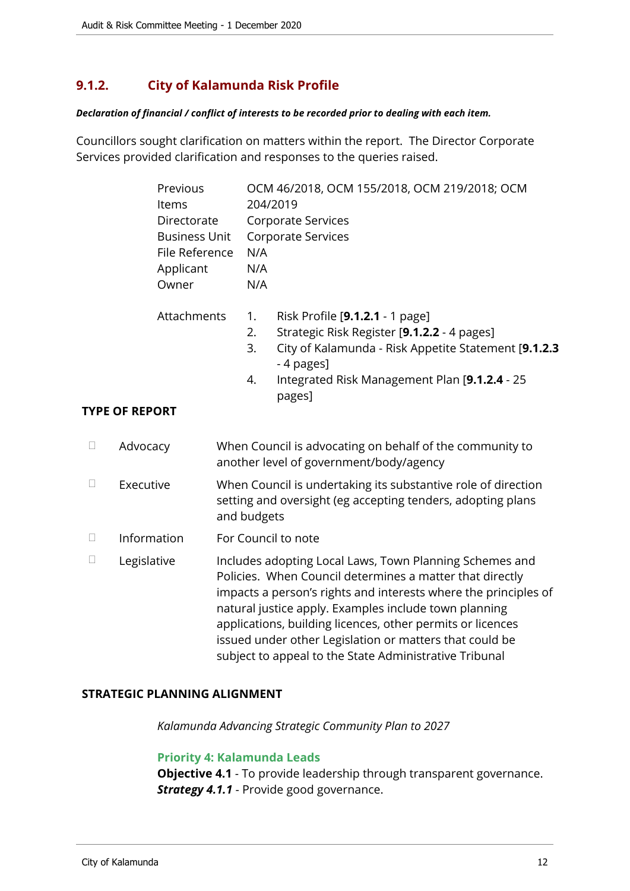## 9.1.2. City of Kalamunda Risk Profile

***Declaration of financial / conflict of interests to be recorded prior to dealing with each item.***

Councillors sought clarification on matters within the report. The Director Corporate Services provided clarification and responses to the queries raised.

| | |
|---|---|
| Previous Items | OCM 46/2018, OCM 155/2018, OCM 219/2018; OCM 204/2019 |
| Directorate | Corporate Services |
| Business Unit | Corporate Services |
| File Reference | N/A |
| Applicant | N/A |
| Owner | N/A |

Attachments

1. Risk Profile [**9.1.2.1** - 1 page]
2. Strategic Risk Register [**9.1.2.2** - 4 pages]
3. City of Kalamunda - Risk Appetite Statement [**9.1.2.3** - 4 pages]
4. Integrated Risk Management Plan [**9.1.2.4** - 25 pages]

**TYPE OF REPORT**

| | | |
|---|---|---|
| ☐ | Advocacy | When Council is advocating on behalf of the community to another level of government/body/agency |
| ☐ | Executive | When Council is undertaking its substantive role of direction setting and oversight (eg accepting tenders, adopting plans and budgets |
| ☐ | Information | For Council to note |
| ☐ | Legislative | Includes adopting Local Laws, Town Planning Schemes and Policies. When Council determines a matter that directly impacts a person's rights and interests where the principles of natural justice apply. Examples include town planning applications, building licences, other permits or licences issued under other Legislation or matters that could be subject to appeal to the State Administrative Tribunal |

**STRATEGIC PLANNING ALIGNMENT**

*Kalamunda Advancing Strategic Community Plan to 2027*

**Priority 4: Kalamunda Leads**
**Objective 4.1** - To provide leadership through transparent governance.
***Strategy 4.1.1*** - Provide good governance.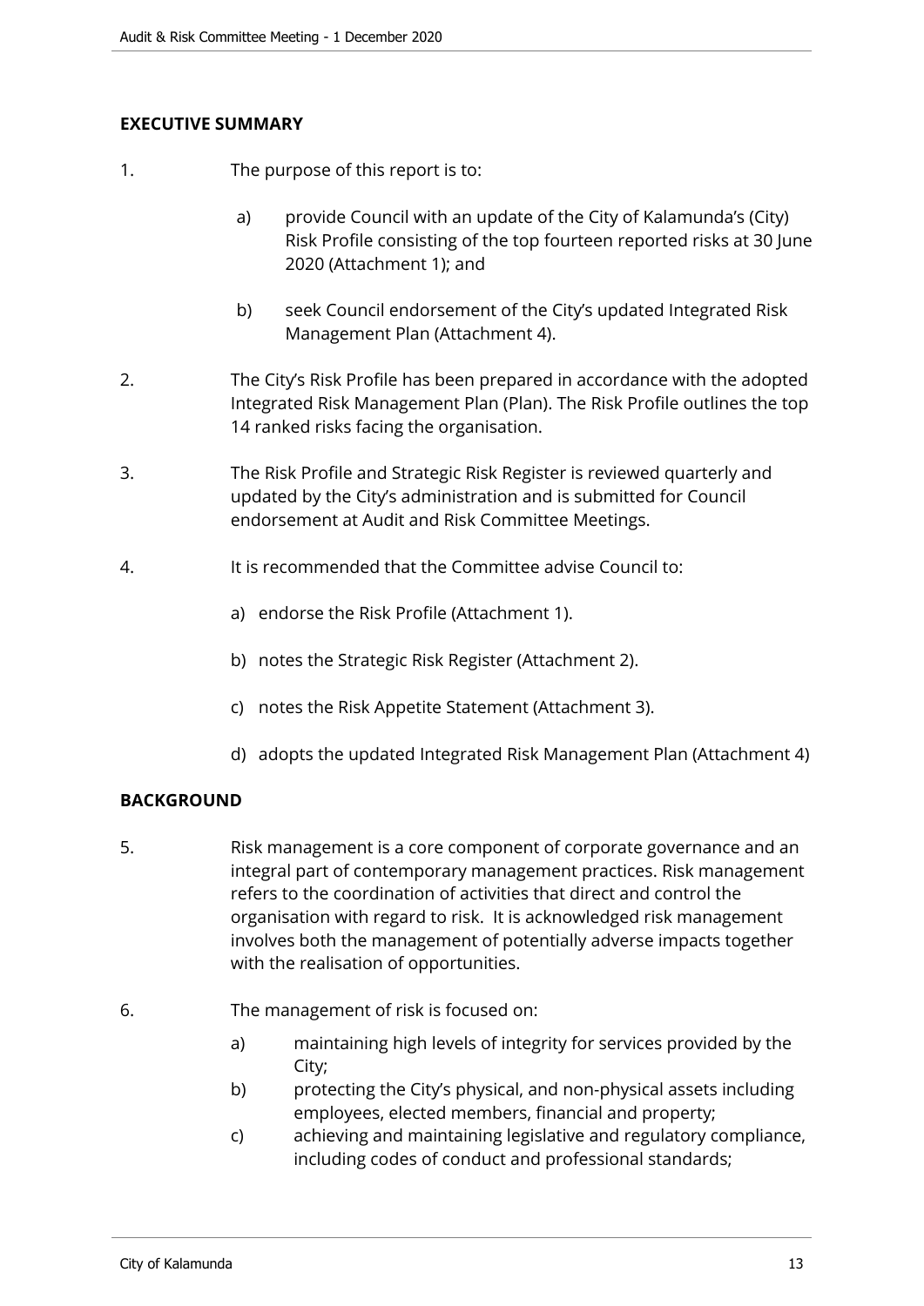## EXECUTIVE SUMMARY

1. The purpose of this report is to:

   a) provide Council with an update of the City of Kalamunda's (City) Risk Profile consisting of the top fourteen reported risks at 30 June 2020 (Attachment 1); and

   b) seek Council endorsement of the City's updated Integrated Risk Management Plan (Attachment 4).

2. The City's Risk Profile has been prepared in accordance with the adopted Integrated Risk Management Plan (Plan). The Risk Profile outlines the top 14 ranked risks facing the organisation.

3. The Risk Profile and Strategic Risk Register is reviewed quarterly and updated by the City's administration and is submitted for Council endorsement at Audit and Risk Committee Meetings.

4. It is recommended that the Committee advise Council to:

   a) endorse the Risk Profile (Attachment 1).

   b) notes the Strategic Risk Register (Attachment 2).

   c) notes the Risk Appetite Statement (Attachment 3).

   d) adopts the updated Integrated Risk Management Plan (Attachment 4)

## BACKGROUND

5. Risk management is a core component of corporate governance and an integral part of contemporary management practices. Risk management refers to the coordination of activities that direct and control the organisation with regard to risk. It is acknowledged risk management involves both the management of potentially adverse impacts together with the realisation of opportunities.

6. The management of risk is focused on:

   a) maintaining high levels of integrity for services provided by the City;

   b) protecting the City's physical, and non-physical assets including employees, elected members, financial and property;

   c) achieving and maintaining legislative and regulatory compliance, including codes of conduct and professional standards;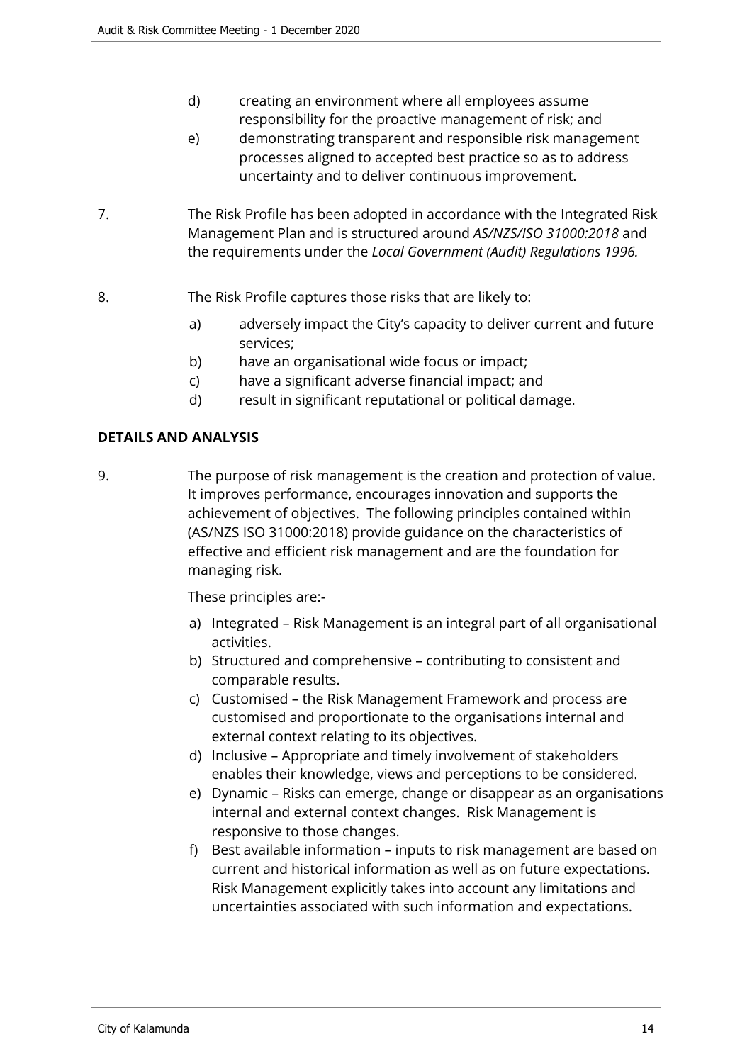d) creating an environment where all employees assume responsibility for the proactive management of risk; and

e) demonstrating transparent and responsible risk management processes aligned to accepted best practice so as to address uncertainty and to deliver continuous improvement.

7. The Risk Profile has been adopted in accordance with the Integrated Risk Management Plan and is structured around *AS/NZS/ISO 31000:2018* and the requirements under the *Local Government (Audit) Regulations 1996.*

8. The Risk Profile captures those risks that are likely to:

   a) adversely impact the City's capacity to deliver current and future services;
   b) have an organisational wide focus or impact;
   c) have a significant adverse financial impact; and
   d) result in significant reputational or political damage.

**DETAILS AND ANALYSIS**

9. The purpose of risk management is the creation and protection of value. It improves performance, encourages innovation and supports the achievement of objectives. The following principles contained within (AS/NZS ISO 31000:2018) provide guidance on the characteristics of effective and efficient risk management and are the foundation for managing risk.

   These principles are:-

   a) Integrated – Risk Management is an integral part of all organisational activities.
   b) Structured and comprehensive – contributing to consistent and comparable results.
   c) Customised – the Risk Management Framework and process are customised and proportionate to the organisations internal and external context relating to its objectives.
   d) Inclusive – Appropriate and timely involvement of stakeholders enables their knowledge, views and perceptions to be considered.
   e) Dynamic – Risks can emerge, change or disappear as an organisations internal and external context changes. Risk Management is responsive to those changes.
   f) Best available information – inputs to risk management are based on current and historical information as well as on future expectations. Risk Management explicitly takes into account any limitations and uncertainties associated with such information and expectations.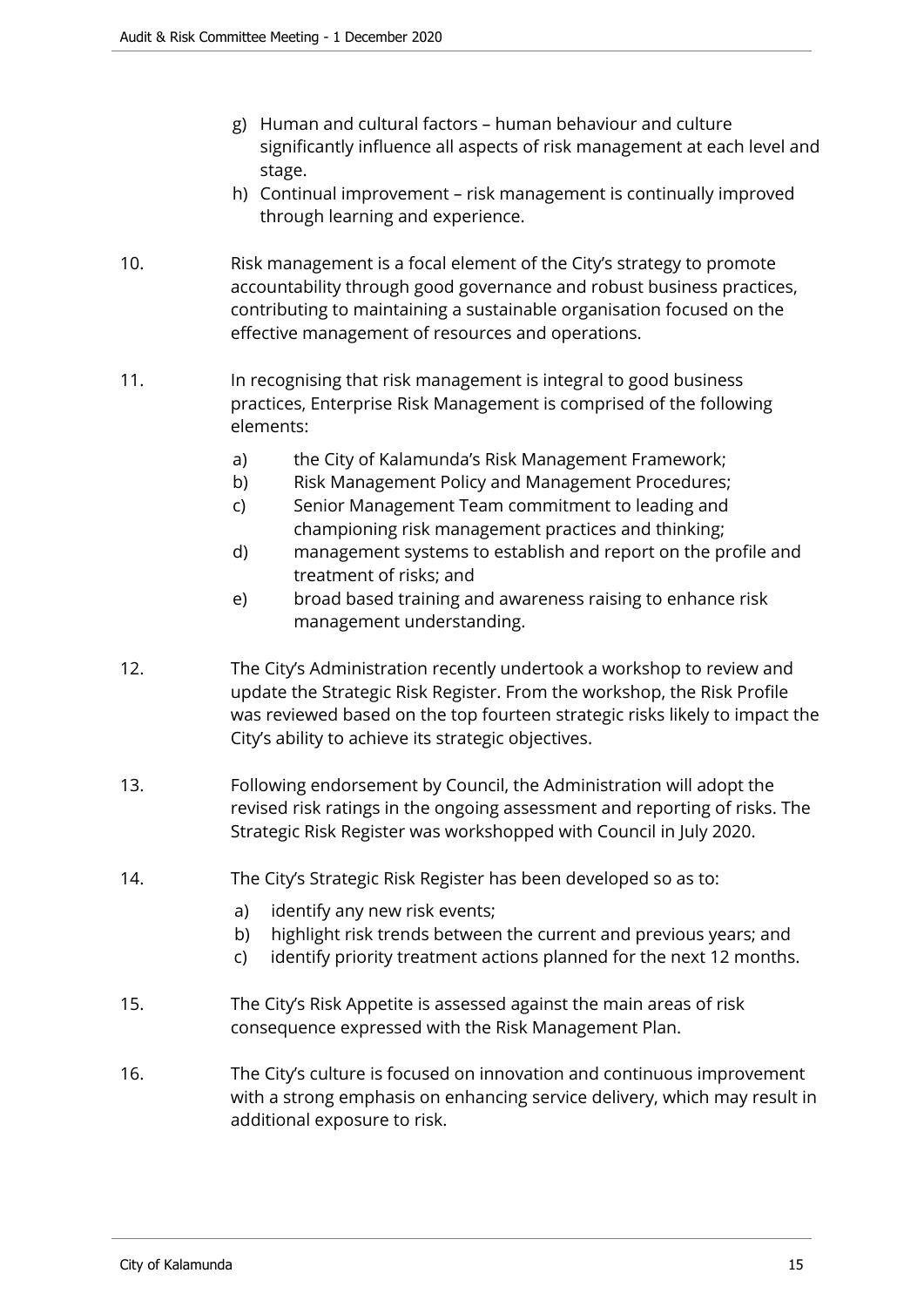g) Human and cultural factors – human behaviour and culture significantly influence all aspects of risk management at each level and stage.

h) Continual improvement – risk management is continually improved through learning and experience.

10. Risk management is a focal element of the City's strategy to promote accountability through good governance and robust business practices, contributing to maintaining a sustainable organisation focused on the effective management of resources and operations.

11. In recognising that risk management is integral to good business practices, Enterprise Risk Management is comprised of the following elements:

    a) the City of Kalamunda's Risk Management Framework;
    b) Risk Management Policy and Management Procedures;
    c) Senior Management Team commitment to leading and championing risk management practices and thinking;
    d) management systems to establish and report on the profile and treatment of risks; and
    e) broad based training and awareness raising to enhance risk management understanding.

12. The City's Administration recently undertook a workshop to review and update the Strategic Risk Register. From the workshop, the Risk Profile was reviewed based on the top fourteen strategic risks likely to impact the City's ability to achieve its strategic objectives.

13. Following endorsement by Council, the Administration will adopt the revised risk ratings in the ongoing assessment and reporting of risks. The Strategic Risk Register was workshopped with Council in July 2020.

14. The City's Strategic Risk Register has been developed so as to:

    a) identify any new risk events;
    b) highlight risk trends between the current and previous years; and
    c) identify priority treatment actions planned for the next 12 months.

15. The City's Risk Appetite is assessed against the main areas of risk consequence expressed with the Risk Management Plan.

16. The City's culture is focused on innovation and continuous improvement with a strong emphasis on enhancing service delivery, which may result in additional exposure to risk.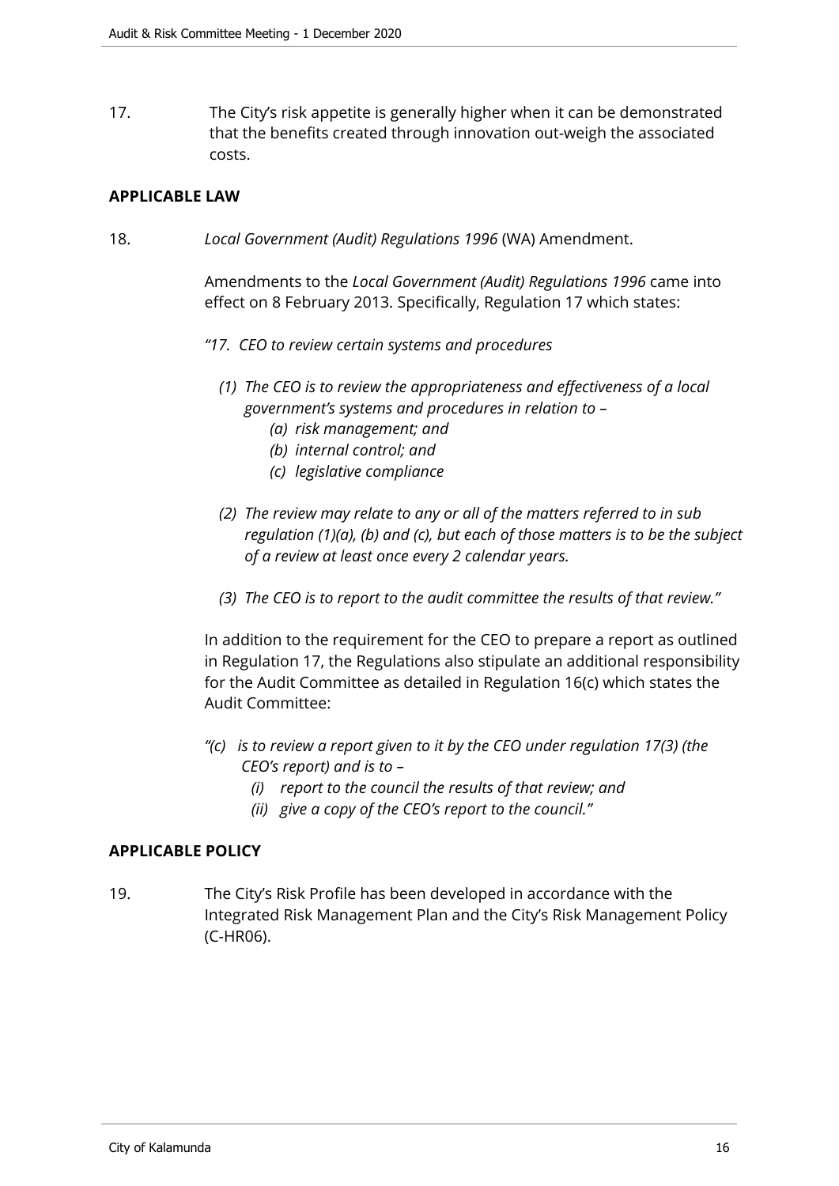17. The City's risk appetite is generally higher when it can be demonstrated that the benefits created through innovation out-weigh the associated costs.

**APPLICABLE LAW**

18. *Local Government (Audit) Regulations 1996* (WA) Amendment.

Amendments to the *Local Government (Audit) Regulations 1996* came into effect on 8 February 2013. Specifically, Regulation 17 which states:

*"17. CEO to review certain systems and procedures*

*(1) The CEO is to review the appropriateness and effectiveness of a local government's systems and procedures in relation to –*
*(a) risk management; and*
*(b) internal control; and*
*(c) legislative compliance*

*(2) The review may relate to any or all of the matters referred to in sub regulation (1)(a), (b) and (c), but each of those matters is to be the subject of a review at least once every 2 calendar years.*

*(3) The CEO is to report to the audit committee the results of that review."*

In addition to the requirement for the CEO to prepare a report as outlined in Regulation 17, the Regulations also stipulate an additional responsibility for the Audit Committee as detailed in Regulation 16(c) which states the Audit Committee:

*"(c) is to review a report given to it by the CEO under regulation 17(3) (the CEO's report) and is to –*
*(i) report to the council the results of that review; and*
*(ii) give a copy of the CEO's report to the council."*

**APPLICABLE POLICY**

19. The City's Risk Profile has been developed in accordance with the Integrated Risk Management Plan and the City's Risk Management Policy (C-HR06).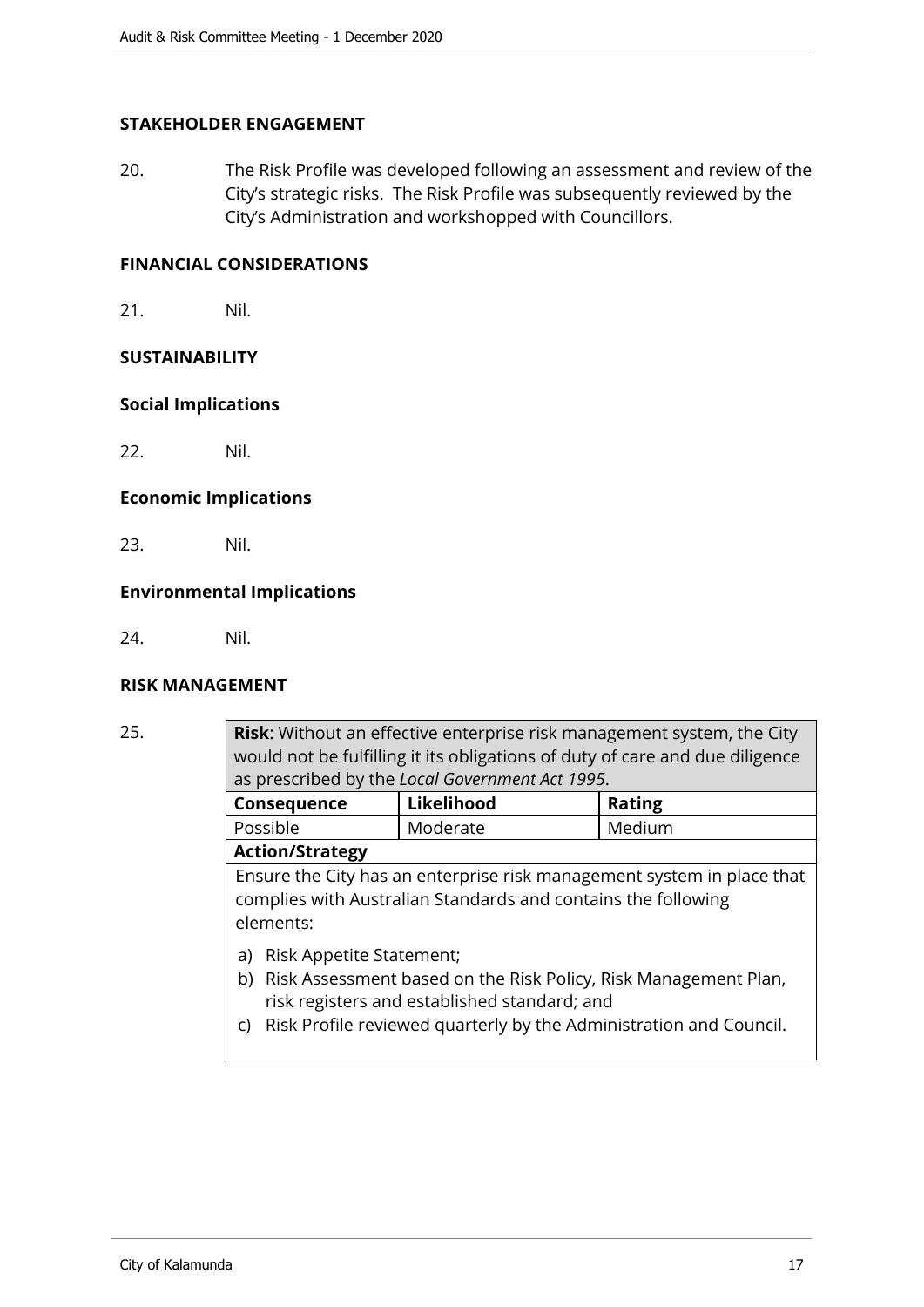## STAKEHOLDER ENGAGEMENT

20. The Risk Profile was developed following an assessment and review of the City's strategic risks. The Risk Profile was subsequently reviewed by the City's Administration and workshopped with Councillors.

## FINANCIAL CONSIDERATIONS

21. Nil.

## SUSTAINABILITY

### Social Implications

22. Nil.

### Economic Implications

23. Nil.

### Environmental Implications

24. Nil.

## RISK MANAGEMENT

25.

| **Risk**: Without an effective enterprise risk management system, the City would not be fulfilling it its obligations of duty of care and due diligence as prescribed by the *Local Government Act 1995*. | | |
|---|---|---|
| **Consequence** | **Likelihood** | **Rating** |
| Possible | Moderate | Medium |
| **Action/Strategy** | | |
| Ensure the City has an enterprise risk management system in place that complies with Australian Standards and contains the following elements: a) Risk Appetite Statement; b) Risk Assessment based on the Risk Policy, Risk Management Plan, risk registers and established standard; and c) Risk Profile reviewed quarterly by the Administration and Council. | | |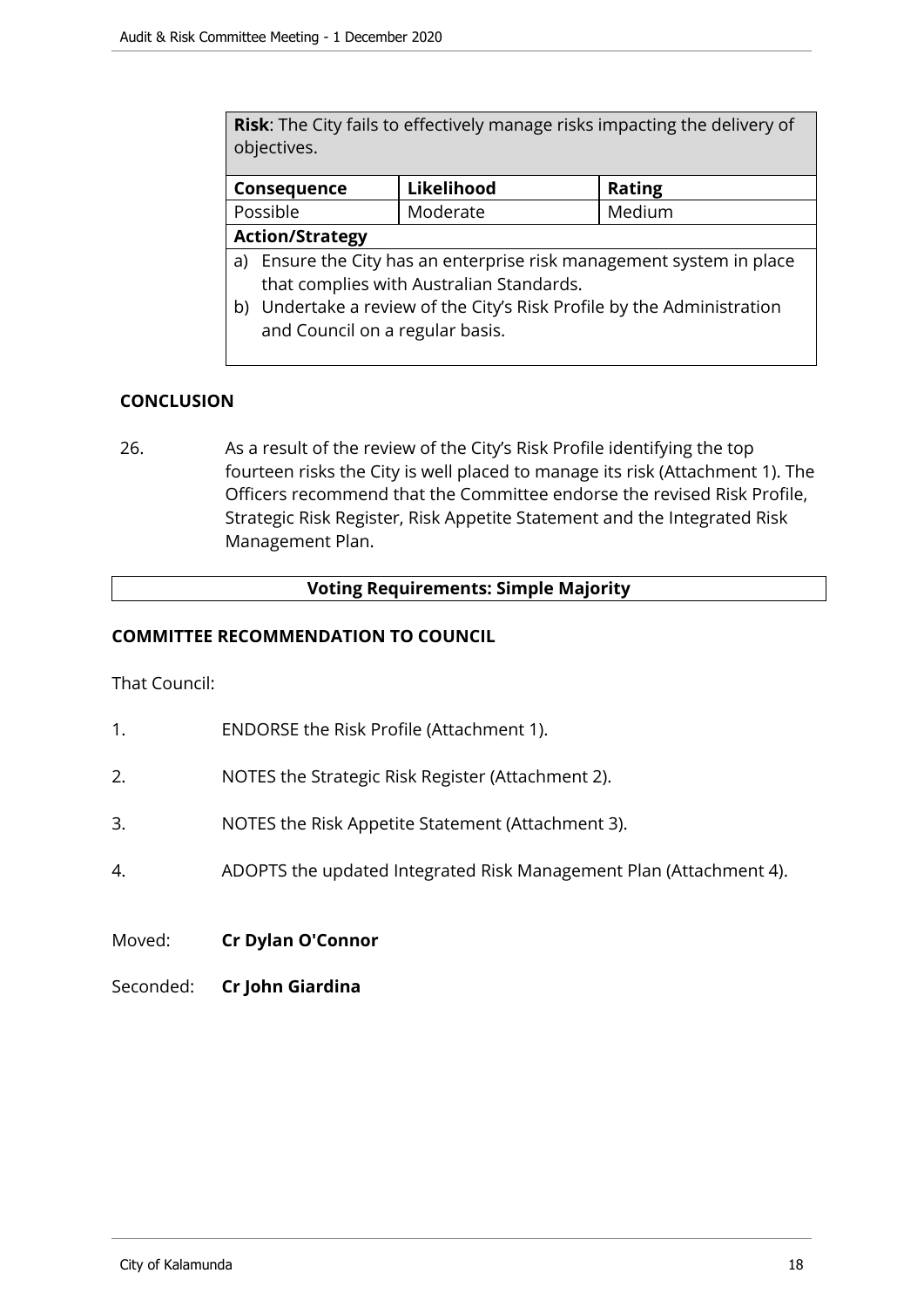| **Risk**: The City fails to effectively manage risks impacting the delivery of objectives. | | |
|---|---|---|
| **Consequence** | **Likelihood** | **Rating** |
| Possible | Moderate | Medium |
| **Action/Strategy** | | |
| a) Ensure the City has an enterprise risk management system in place that complies with Australian Standards.<br>b) Undertake a review of the City's Risk Profile by the Administration and Council on a regular basis. | | |

## CONCLUSION

26. As a result of the review of the City's Risk Profile identifying the top fourteen risks the City is well placed to manage its risk (Attachment 1). The Officers recommend that the Committee endorse the revised Risk Profile, Strategic Risk Register, Risk Appetite Statement and the Integrated Risk Management Plan.

**Voting Requirements: Simple Majority**

## COMMITTEE RECOMMENDATION TO COUNCIL

That Council:

1. ENDORSE the Risk Profile (Attachment 1).
2. NOTES the Strategic Risk Register (Attachment 2).
3. NOTES the Risk Appetite Statement (Attachment 3).
4. ADOPTS the updated Integrated Risk Management Plan (Attachment 4).

Moved: **Cr Dylan O'Connor**

Seconded: **Cr John Giardina**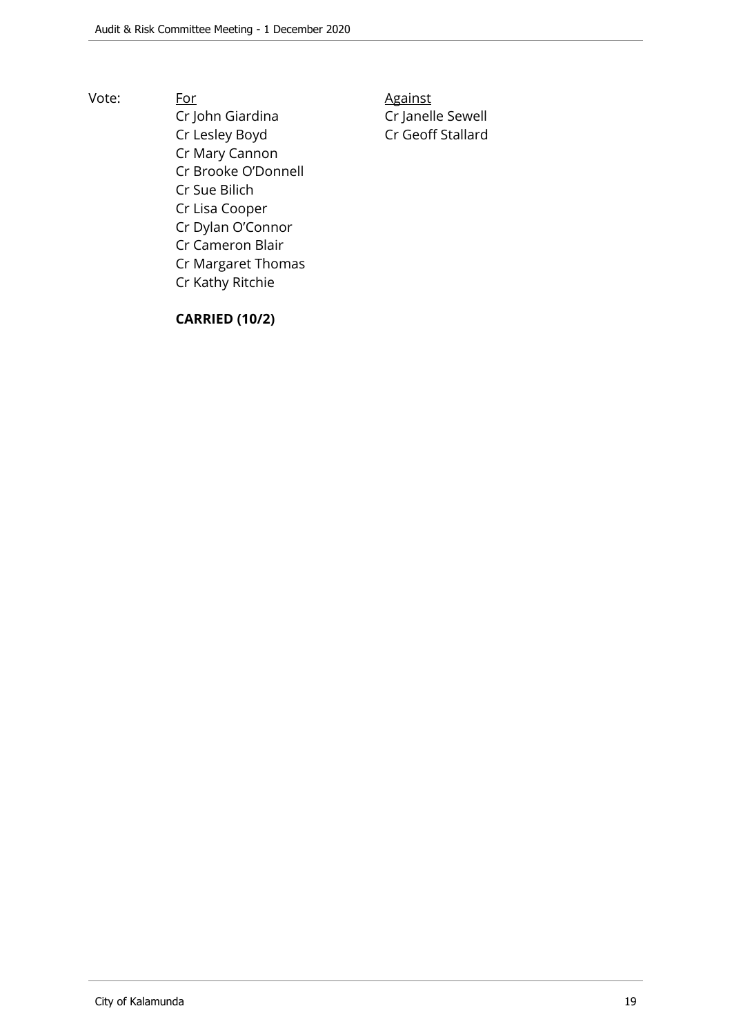Vote:

| For | Against |
| --- | --- |
| Cr John Giardina | Cr Janelle Sewell |
| Cr Lesley Boyd | Cr Geoff Stallard |
| Cr Mary Cannon | |
| Cr Brooke O'Donnell | |
| Cr Sue Bilich | |
| Cr Lisa Cooper | |
| Cr Dylan O'Connor | |
| Cr Cameron Blair | |
| Cr Margaret Thomas | |
| Cr Kathy Ritchie | |

**CARRIED (10/2)**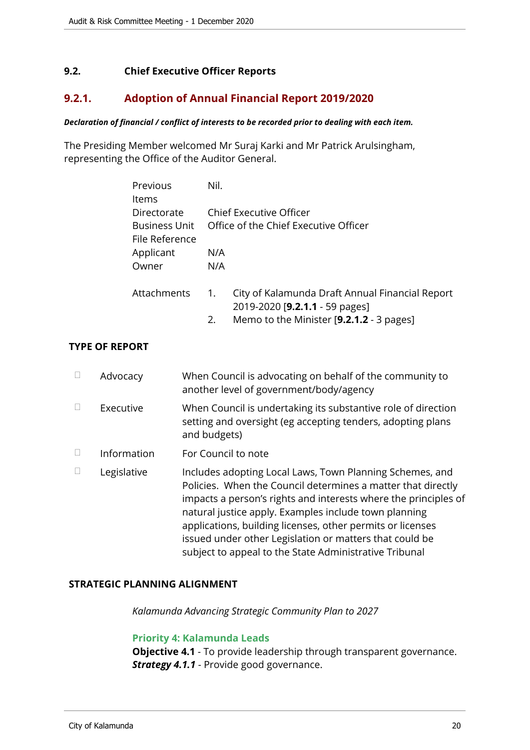## 9.2. Chief Executive Officer Reports

### 9.2.1. Adoption of Annual Financial Report 2019/2020

***Declaration of financial / conflict of interests to be recorded prior to dealing with each item.***

The Presiding Member welcomed Mr Suraj Karki and Mr Patrick Arulsingham, representing the Office of the Auditor General.

| | |
|---|---|
| Previous Items | Nil. |
| Directorate | Chief Executive Officer |
| Business Unit | Office of the Chief Executive Officer |
| File Reference | |
| Applicant | N/A |
| Owner | N/A |
| Attachments | 1. City of Kalamunda Draft Annual Financial Report 2019-2020 [**9.2.1.1** - 59 pages]<br>2. Memo to the Minister [**9.2.1.2** - 3 pages] |

**TYPE OF REPORT**

| | | |
|---|---|---|
| ☐ | Advocacy | When Council is advocating on behalf of the community to another level of government/body/agency |
| ☐ | Executive | When Council is undertaking its substantive role of direction setting and oversight (eg accepting tenders, adopting plans and budgets) |
| ☐ | Information | For Council to note |
| ☐ | Legislative | Includes adopting Local Laws, Town Planning Schemes, and Policies. When the Council determines a matter that directly impacts a person's rights and interests where the principles of natural justice apply. Examples include town planning applications, building licenses, other permits or licenses issued under other Legislation or matters that could be subject to appeal to the State Administrative Tribunal |

**STRATEGIC PLANNING ALIGNMENT**

*Kalamunda Advancing Strategic Community Plan to 2027*

**Priority 4: Kalamunda Leads**

**Objective 4.1** - To provide leadership through transparent governance.
***Strategy 4.1.1*** - Provide good governance.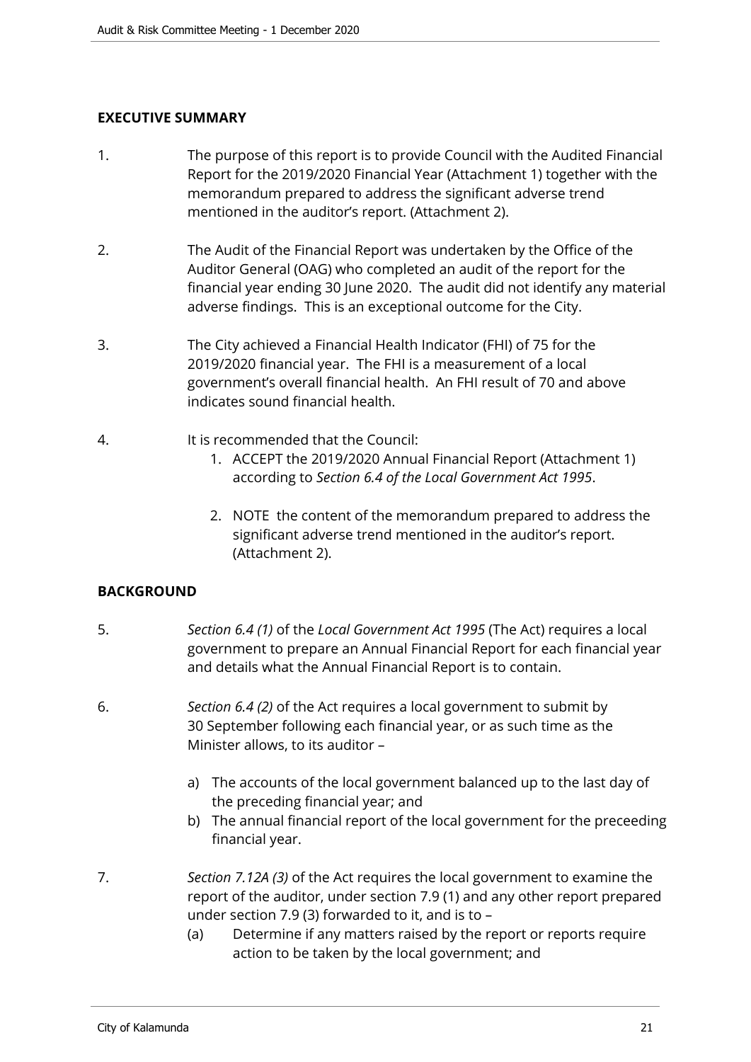## EXECUTIVE SUMMARY

1. The purpose of this report is to provide Council with the Audited Financial Report for the 2019/2020 Financial Year (Attachment 1) together with the memorandum prepared to address the significant adverse trend mentioned in the auditor's report. (Attachment 2).

2. The Audit of the Financial Report was undertaken by the Office of the Auditor General (OAG) who completed an audit of the report for the financial year ending 30 June 2020. The audit did not identify any material adverse findings. This is an exceptional outcome for the City.

3. The City achieved a Financial Health Indicator (FHI) of 75 for the 2019/2020 financial year. The FHI is a measurement of a local government's overall financial health. An FHI result of 70 and above indicates sound financial health.

4. It is recommended that the Council:
   1. ACCEPT the 2019/2020 Annual Financial Report (Attachment 1) according to *Section 6.4 of the Local Government Act 1995*.
   2. NOTE the content of the memorandum prepared to address the significant adverse trend mentioned in the auditor's report. (Attachment 2).

## BACKGROUND

5. *Section 6.4 (1)* of the *Local Government Act 1995* (The Act) requires a local government to prepare an Annual Financial Report for each financial year and details what the Annual Financial Report is to contain.

6. *Section 6.4 (2)* of the Act requires a local government to submit by 30 September following each financial year, or as such time as the Minister allows, to its auditor –
   a) The accounts of the local government balanced up to the last day of the preceding financial year; and
   b) The annual financial report of the local government for the preceeding financial year.

7. *Section 7.12A (3)* of the Act requires the local government to examine the report of the auditor, under section 7.9 (1) and any other report prepared under section 7.9 (3) forwarded to it, and is to –
   (a) Determine if any matters raised by the report or reports require action to be taken by the local government; and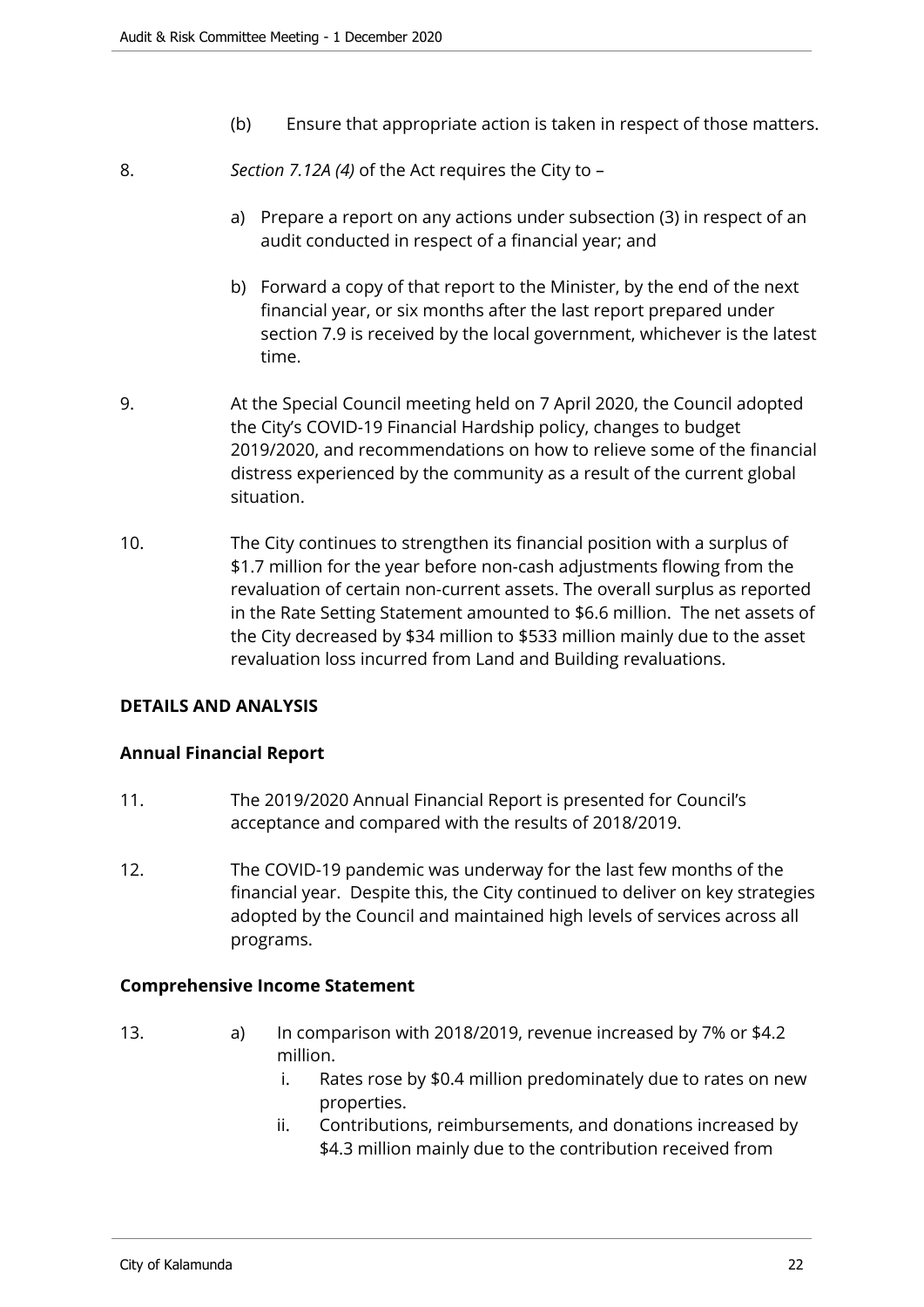(b) Ensure that appropriate action is taken in respect of those matters.

8. *Section 7.12A (4)* of the Act requires the City to –

   a) Prepare a report on any actions under subsection (3) in respect of an audit conducted in respect of a financial year; and

   b) Forward a copy of that report to the Minister, by the end of the next financial year, or six months after the last report prepared under section 7.9 is received by the local government, whichever is the latest time.

9. At the Special Council meeting held on 7 April 2020, the Council adopted the City's COVID-19 Financial Hardship policy, changes to budget 2019/2020, and recommendations on how to relieve some of the financial distress experienced by the community as a result of the current global situation.

10. The City continues to strengthen its financial position with a surplus of $1.7 million for the year before non-cash adjustments flowing from the revaluation of certain non-current assets. The overall surplus as reported in the Rate Setting Statement amounted to $6.6 million. The net assets of the City decreased by $34 million to $533 million mainly due to the asset revaluation loss incurred from Land and Building revaluations.

**DETAILS AND ANALYSIS**

**Annual Financial Report**

11. The 2019/2020 Annual Financial Report is presented for Council's acceptance and compared with the results of 2018/2019.

12. The COVID-19 pandemic was underway for the last few months of the financial year. Despite this, the City continued to deliver on key strategies adopted by the Council and maintained high levels of services across all programs.

**Comprehensive Income Statement**

13. a) In comparison with 2018/2019, revenue increased by 7% or $4.2 million.
   i. Rates rose by $0.4 million predominately due to rates on new properties.
   ii. Contributions, reimbursements, and donations increased by $4.3 million mainly due to the contribution received from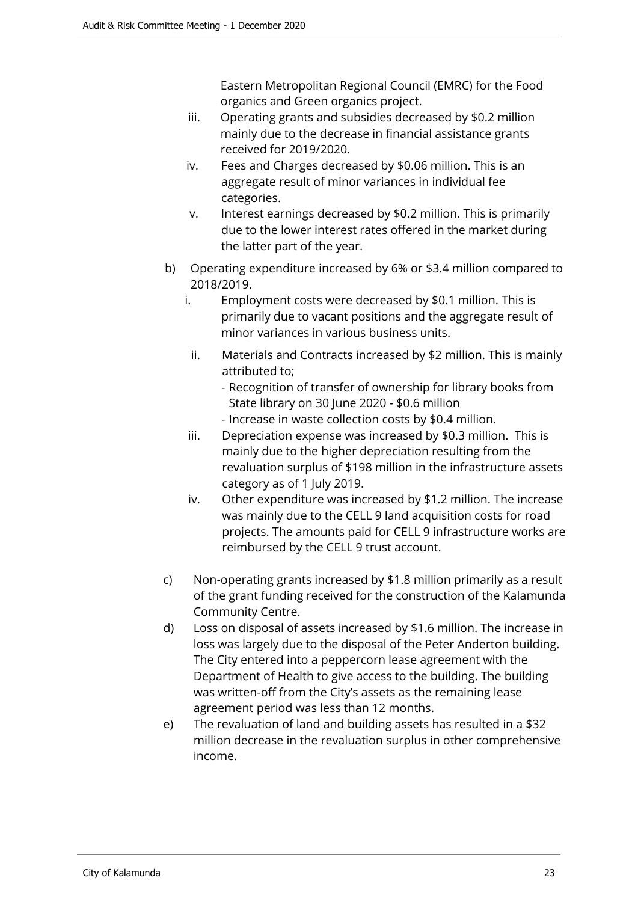Eastern Metropolitan Regional Council (EMRC) for the Food organics and Green organics project.

iii. Operating grants and subsidies decreased by $0.2 million mainly due to the decrease in financial assistance grants received for 2019/2020.

iv. Fees and Charges decreased by $0.06 million. This is an aggregate result of minor variances in individual fee categories.

v. Interest earnings decreased by $0.2 million. This is primarily due to the lower interest rates offered in the market during the latter part of the year.

b) Operating expenditure increased by 6% or $3.4 million compared to 2018/2019.

   i. Employment costs were decreased by $0.1 million. This is primarily due to vacant positions and the aggregate result of minor variances in various business units.

   ii. Materials and Contracts increased by $2 million. This is mainly attributed to;
      - Recognition of transfer of ownership for library books from State library on 30 June 2020 - $0.6 million
      - Increase in waste collection costs by $0.4 million.

   iii. Depreciation expense was increased by $0.3 million. This is mainly due to the higher depreciation resulting from the revaluation surplus of $198 million in the infrastructure assets category as of 1 July 2019.

   iv. Other expenditure was increased by $1.2 million. The increase was mainly due to the CELL 9 land acquisition costs for road projects. The amounts paid for CELL 9 infrastructure works are reimbursed by the CELL 9 trust account.

c) Non-operating grants increased by $1.8 million primarily as a result of the grant funding received for the construction of the Kalamunda Community Centre.

d) Loss on disposal of assets increased by $1.6 million. The increase in loss was largely due to the disposal of the Peter Anderton building. The City entered into a peppercorn lease agreement with the Department of Health to give access to the building. The building was written-off from the City's assets as the remaining lease agreement period was less than 12 months.

e) The revaluation of land and building assets has resulted in a $32 million decrease in the revaluation surplus in other comprehensive income.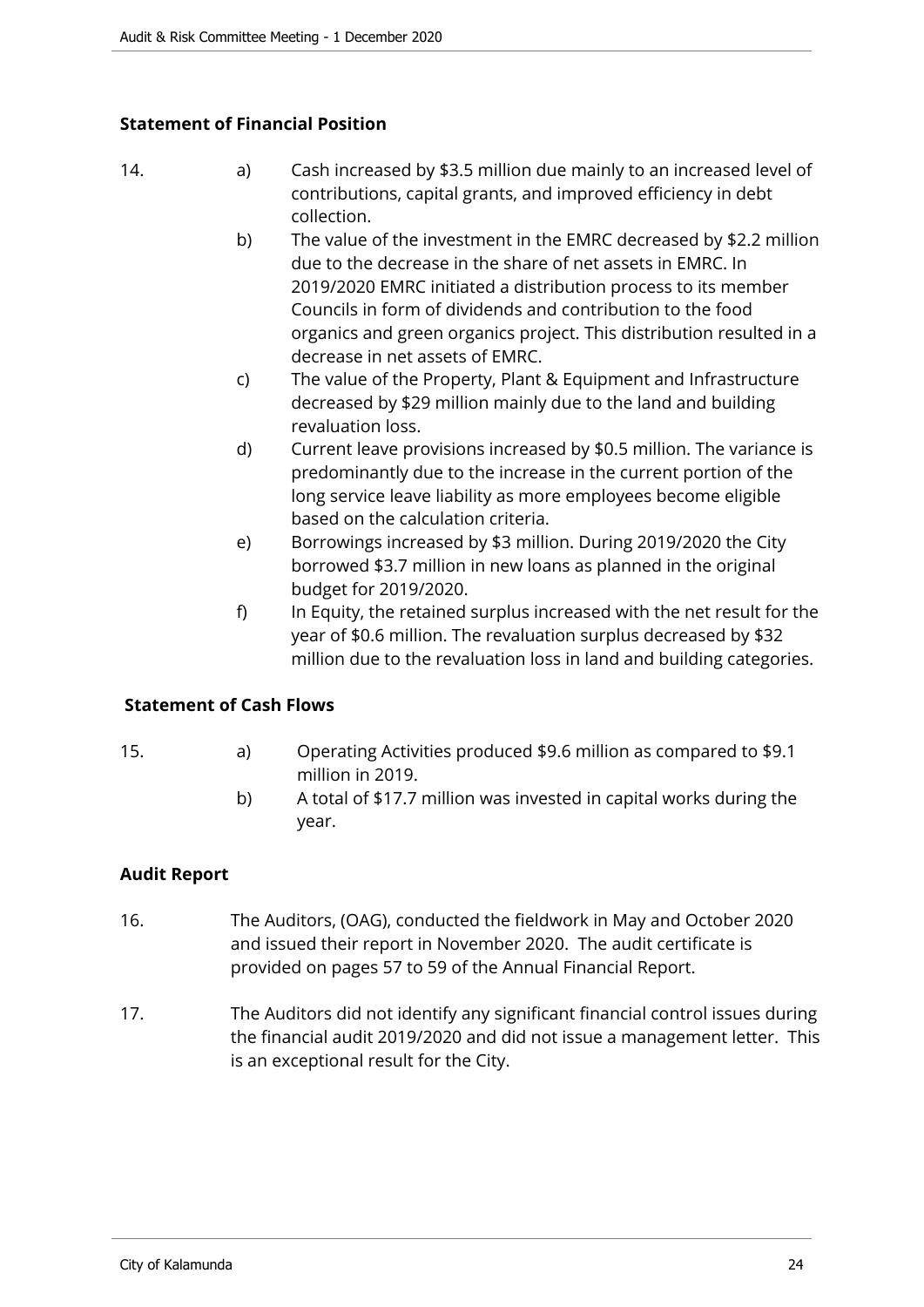**Statement of Financial Position**

14. a) Cash increased by $3.5 million due mainly to an increased level of contributions, capital grants, and improved efficiency in debt collection.

    b) The value of the investment in the EMRC decreased by $2.2 million due to the decrease in the share of net assets in EMRC. In 2019/2020 EMRC initiated a distribution process to its member Councils in form of dividends and contribution to the food organics and green organics project. This distribution resulted in a decrease in net assets of EMRC.

    c) The value of the Property, Plant & Equipment and Infrastructure decreased by $29 million mainly due to the land and building revaluation loss.

    d) Current leave provisions increased by $0.5 million. The variance is predominantly due to the increase in the current portion of the long service leave liability as more employees become eligible based on the calculation criteria.

    e) Borrowings increased by $3 million. During 2019/2020 the City borrowed $3.7 million in new loans as planned in the original budget for 2019/2020.

    f) In Equity, the retained surplus increased with the net result for the year of $0.6 million. The revaluation surplus decreased by $32 million due to the revaluation loss in land and building categories.

**Statement of Cash Flows**

15. a) Operating Activities produced $9.6 million as compared to $9.1 million in 2019.

    b) A total of $17.7 million was invested in capital works during the year.

**Audit Report**

16. The Auditors, (OAG), conducted the fieldwork in May and October 2020 and issued their report in November 2020. The audit certificate is provided on pages 57 to 59 of the Annual Financial Report.

17. The Auditors did not identify any significant financial control issues during the financial audit 2019/2020 and did not issue a management letter. This is an exceptional result for the City.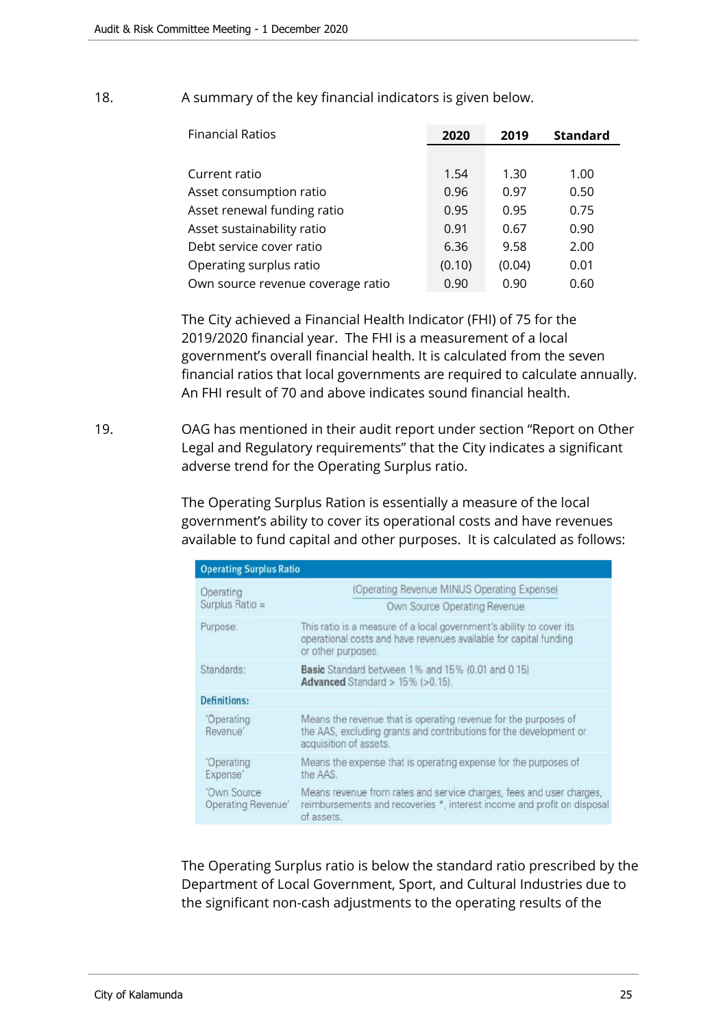18. A summary of the key financial indicators is given below.

| Financial Ratios | 2020 | 2019 | Standard |
|---|---|---|---|
| Current ratio | 1.54 | 1.30 | 1.00 |
| Asset consumption ratio | 0.96 | 0.97 | 0.50 |
| Asset renewal funding ratio | 0.95 | 0.95 | 0.75 |
| Asset sustainability ratio | 0.91 | 0.67 | 0.90 |
| Debt service cover ratio | 6.36 | 9.58 | 2.00 |
| Operating surplus ratio | (0.10) | (0.04) | 0.01 |
| Own source revenue coverage ratio | 0.90 | 0.90 | 0.60 |

The City achieved a Financial Health Indicator (FHI) of 75 for the 2019/2020 financial year. The FHI is a measurement of a local government's overall financial health. It is calculated from the seven financial ratios that local governments are required to calculate annually. An FHI result of 70 and above indicates sound financial health.

19. OAG has mentioned in their audit report under section "Report on Other Legal and Regulatory requirements" that the City indicates a significant adverse trend for the Operating Surplus ratio.

The Operating Surplus Ration is essentially a measure of the local government's ability to cover its operational costs and have revenues available to fund capital and other purposes. It is calculated as follows:

| Operating Surplus Ratio | |
|---|---|
| Operating Surplus Ratio = | (Operating Revenue MINUS Operating Expense) / Own Source Operating Revenue |
| Purpose: | This ratio is a measure of a local government's ability to cover its operational costs and have revenues available for capital funding or other purposes. |
| Standards: | **Basic** Standard between 1% and 15% (0.01 and 0.15) **Advanced** Standard > 15% (>0.15). |
| **Definitions:** | |
| 'Operating Revenue' | Means the revenue that is operating revenue for the purposes of the AAS, excluding grants and contributions for the development or acquisition of assets. |
| 'Operating Expense' | Means the expense that is operating expense for the purposes of the AAS. |
| 'Own Source Operating Revenue' | Means revenue from rates and service charges, fees and user charges, reimbursements and recoveries *, interest income and profit on disposal of assets. |

The Operating Surplus ratio is below the standard ratio prescribed by the Department of Local Government, Sport, and Cultural Industries due to the significant non-cash adjustments to the operating results of the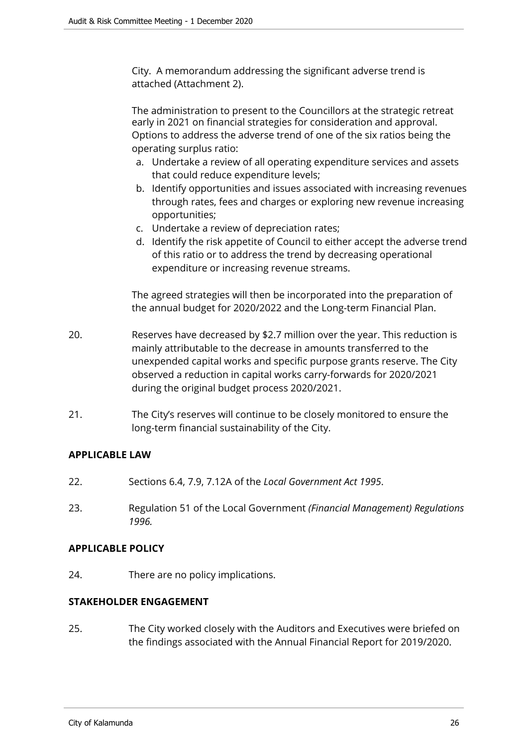City. A memorandum addressing the significant adverse trend is attached (Attachment 2).

The administration to present to the Councillors at the strategic retreat early in 2021 on financial strategies for consideration and approval. Options to address the adverse trend of one of the six ratios being the operating surplus ratio:

a. Undertake a review of all operating expenditure services and assets that could reduce expenditure levels;
b. Identify opportunities and issues associated with increasing revenues through rates, fees and charges or exploring new revenue increasing opportunities;
c. Undertake a review of depreciation rates;
d. Identify the risk appetite of Council to either accept the adverse trend of this ratio or to address the trend by decreasing operational expenditure or increasing revenue streams.

The agreed strategies will then be incorporated into the preparation of the annual budget for 2020/2022 and the Long-term Financial Plan.

20. Reserves have decreased by $2.7 million over the year. This reduction is mainly attributable to the decrease in amounts transferred to the unexpended capital works and specific purpose grants reserve. The City observed a reduction in capital works carry-forwards for 2020/2021 during the original budget process 2020/2021.

21. The City's reserves will continue to be closely monitored to ensure the long-term financial sustainability of the City.

## APPLICABLE LAW

22. Sections 6.4, 7.9, 7.12A of the *Local Government Act 1995*.

23. Regulation 51 of the Local Government *(Financial Management) Regulations 1996.*

## APPLICABLE POLICY

24. There are no policy implications.

## STAKEHOLDER ENGAGEMENT

25. The City worked closely with the Auditors and Executives were briefed on the findings associated with the Annual Financial Report for 2019/2020.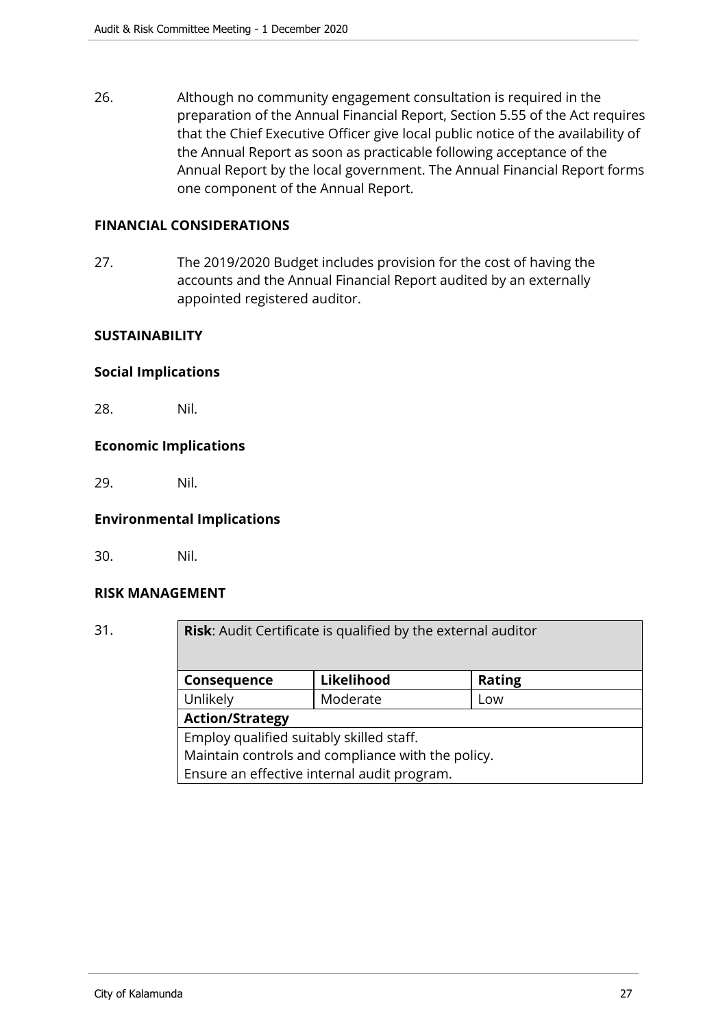26. Although no community engagement consultation is required in the preparation of the Annual Financial Report, Section 5.55 of the Act requires that the Chief Executive Officer give local public notice of the availability of the Annual Report as soon as practicable following acceptance of the Annual Report by the local government. The Annual Financial Report forms one component of the Annual Report.

**FINANCIAL CONSIDERATIONS**

27. The 2019/2020 Budget includes provision for the cost of having the accounts and the Annual Financial Report audited by an externally appointed registered auditor.

**SUSTAINABILITY**

**Social Implications**

28. Nil.

**Economic Implications**

29. Nil.

**Environmental Implications**

30. Nil.

**RISK MANAGEMENT**

31.

| **Risk**: Audit Certificate is qualified by the external auditor | | |
|---|---|---|
| **Consequence** | **Likelihood** | **Rating** |
| Unlikely | Moderate | Low |
| **Action/Strategy** | | |
| Employ qualified suitably skilled staff.<br>Maintain controls and compliance with the policy.<br>Ensure an effective internal audit program. | | |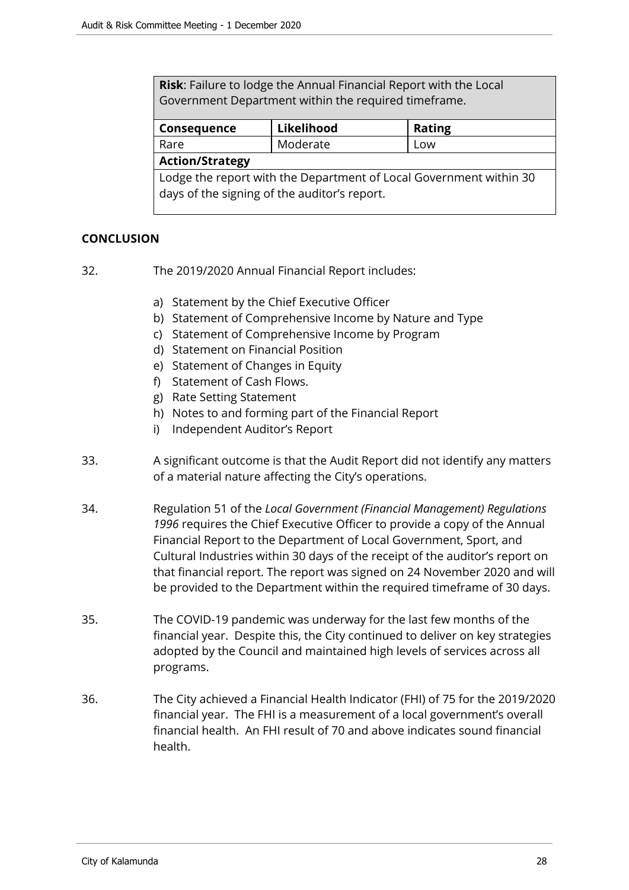| **Risk**: Failure to lodge the Annual Financial Report with the Local Government Department within the required timeframe. | | |
|---|---|---|
| **Consequence** | **Likelihood** | **Rating** |
| Rare | Moderate | Low |
| **Action/Strategy** | | |
| Lodge the report with the Department of Local Government within 30 days of the signing of the auditor's report. | | |

## CONCLUSION

32. The 2019/2020 Annual Financial Report includes:

    a) Statement by the Chief Executive Officer
    b) Statement of Comprehensive Income by Nature and Type
    c) Statement of Comprehensive Income by Program
    d) Statement on Financial Position
    e) Statement of Changes in Equity
    f) Statement of Cash Flows.
    g) Rate Setting Statement
    h) Notes to and forming part of the Financial Report
    i) Independent Auditor's Report

33. A significant outcome is that the Audit Report did not identify any matters of a material nature affecting the City's operations.

34. Regulation 51 of the *Local Government (Financial Management) Regulations 1996* requires the Chief Executive Officer to provide a copy of the Annual Financial Report to the Department of Local Government, Sport, and Cultural Industries within 30 days of the receipt of the auditor's report on that financial report. The report was signed on 24 November 2020 and will be provided to the Department within the required timeframe of 30 days.

35. The COVID-19 pandemic was underway for the last few months of the financial year. Despite this, the City continued to deliver on key strategies adopted by the Council and maintained high levels of services across all programs.

36. The City achieved a Financial Health Indicator (FHI) of 75 for the 2019/2020 financial year. The FHI is a measurement of a local government's overall financial health. An FHI result of 70 and above indicates sound financial health.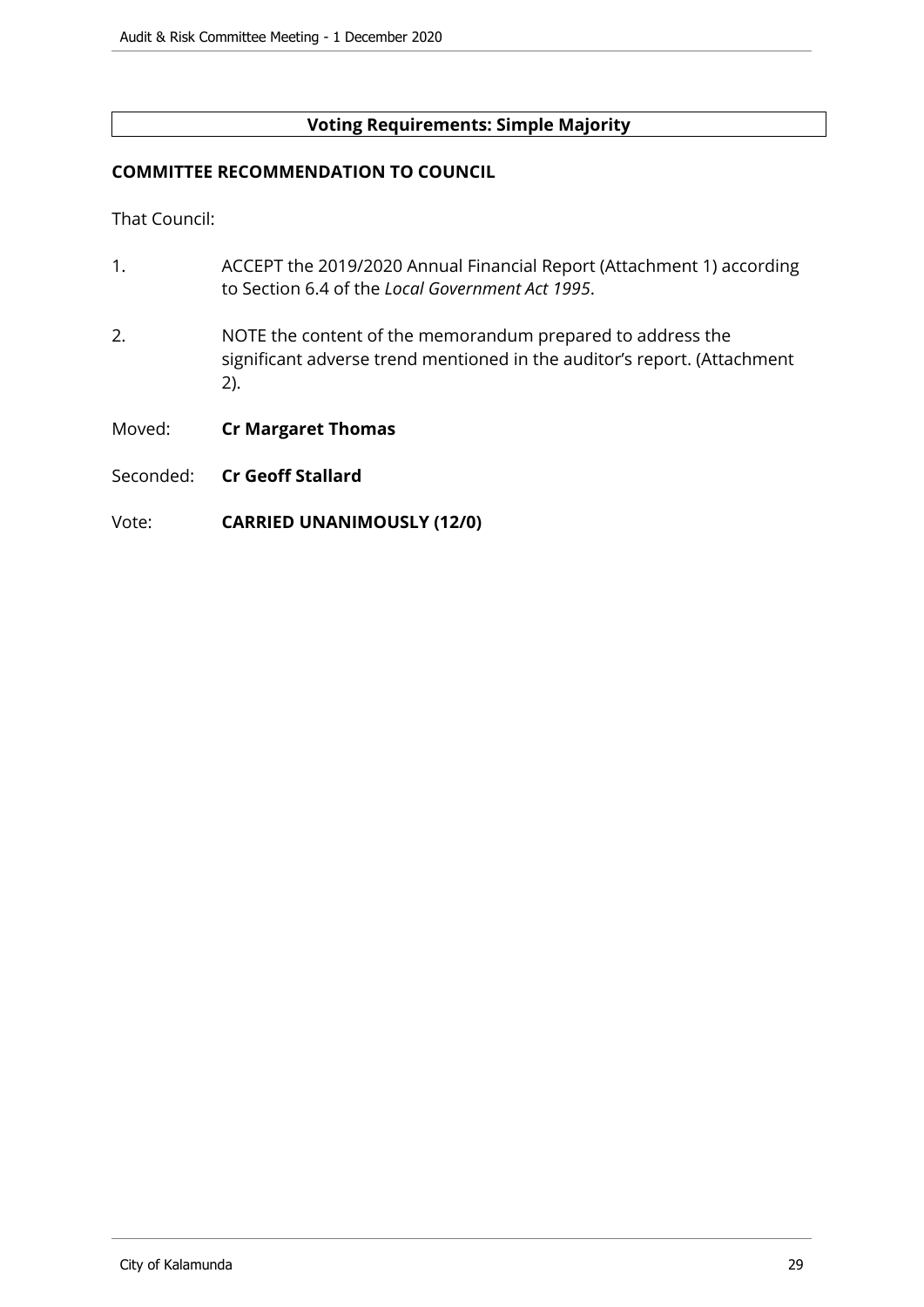**Voting Requirements: Simple Majority**

**COMMITTEE RECOMMENDATION TO COUNCIL**

That Council:

1. ACCEPT the 2019/2020 Annual Financial Report (Attachment 1) according to Section 6.4 of the *Local Government Act 1995*.

2. NOTE the content of the memorandum prepared to address the significant adverse trend mentioned in the auditor's report. (Attachment 2).

Moved: **Cr Margaret Thomas**

Seconded: **Cr Geoff Stallard**

Vote: **CARRIED UNANIMOUSLY (12/0)**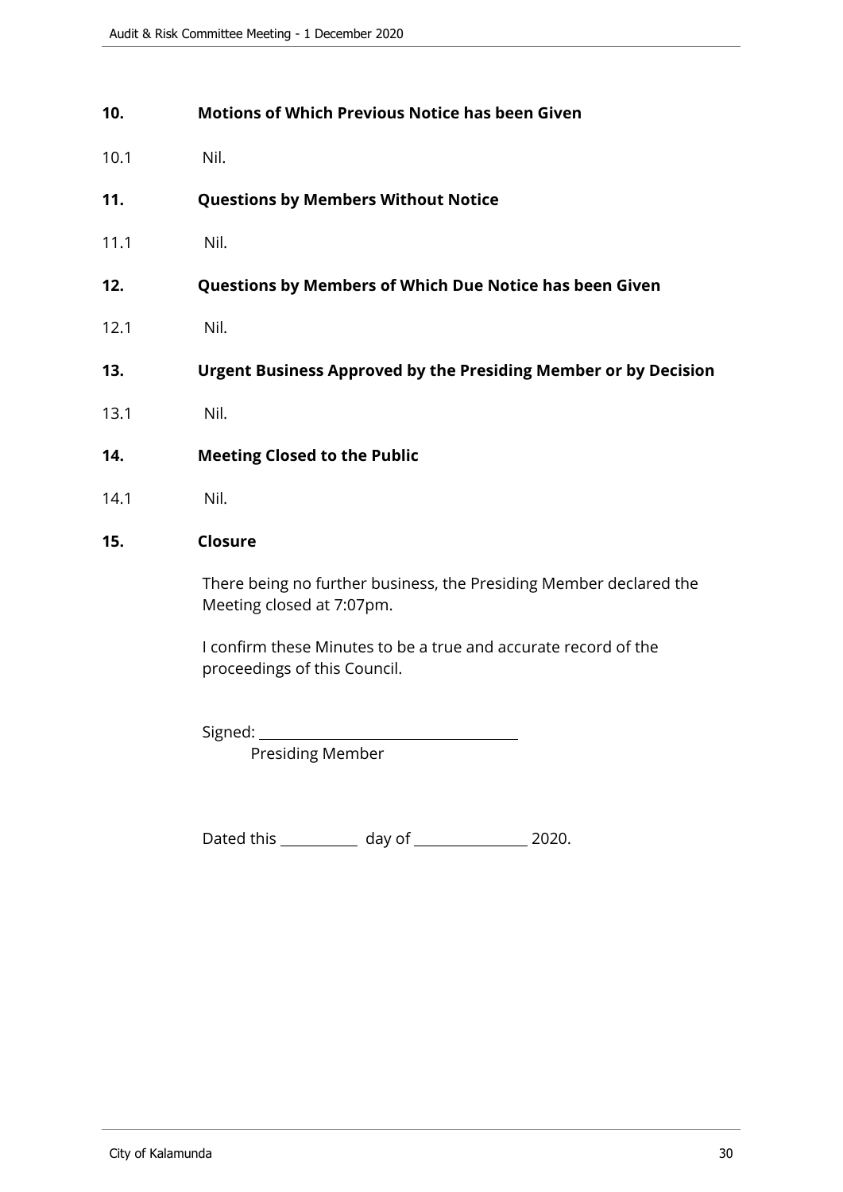## 10. Motions of Which Previous Notice has been Given

10.1 Nil.

## 11. Questions by Members Without Notice

11.1 Nil.

## 12. Questions by Members of Which Due Notice has been Given

12.1 Nil.

## 13. Urgent Business Approved by the Presiding Member or by Decision

13.1 Nil.

## 14. Meeting Closed to the Public

14.1 Nil.

## 15. Closure

There being no further business, the Presiding Member declared the Meeting closed at 7:07pm.

I confirm these Minutes to be a true and accurate record of the proceedings of this Council.

Signed: ________________________________

Presiding Member

Dated this __________ day of ______________ 2020.